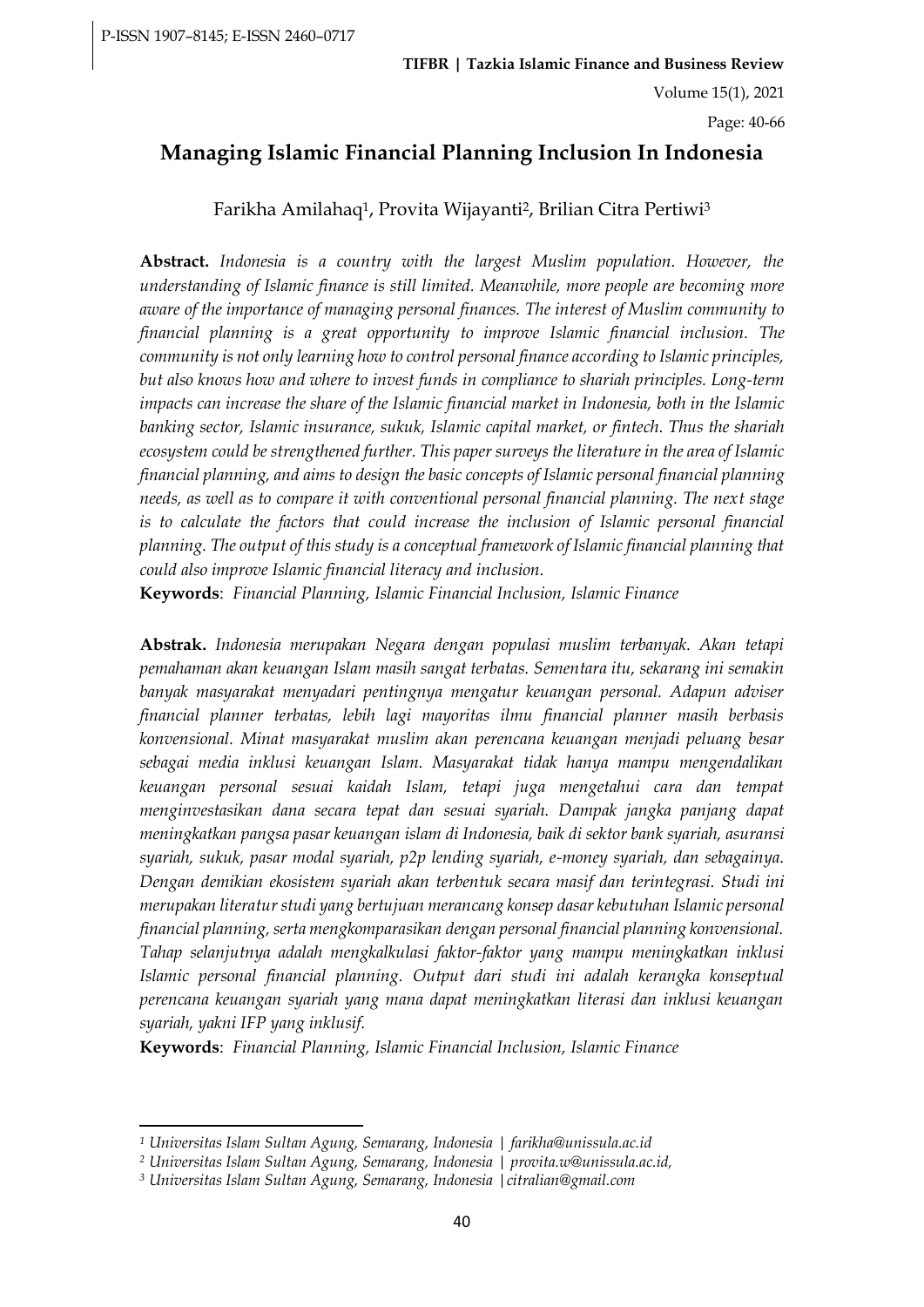# Managing Islamic Financial Planning Inclusion In Indonesia

Farikha Amilahaq[1], Provita Wijayanti[2], Brilian Citra Pertiwi[3]

**Abstract.** *Indonesia is a country with the largest Muslim population. However, the understanding of Islamic finance is still limited. Meanwhile, more people are becoming more aware of the importance of managing personal finances. The interest of Muslim community to financial planning is a great opportunity to improve Islamic financial inclusion. The community is not only learning how to control personal finance according to Islamic principles, but also knows how and where to invest funds in compliance to shariah principles. Long-term impacts can increase the share of the Islamic financial market in Indonesia, both in the Islamic banking sector, Islamic insurance, sukuk, Islamic capital market, or fintech. Thus the shariah ecosystem could be strengthened further. This paper surveys the literature in the area of Islamic financial planning, and aims to design the basic concepts of Islamic personal financial planning needs, as well as to compare it with conventional personal financial planning. The next stage is to calculate the factors that could increase the inclusion of Islamic personal financial planning. The output of this study is a conceptual framework of Islamic financial planning that could also improve Islamic financial literacy and inclusion.*

**Keywords**: *Financial Planning, Islamic Financial Inclusion, Islamic Finance*

**Abstrak.** *Indonesia merupakan Negara dengan populasi muslim terbanyak. Akan tetapi pemahaman akan keuangan Islam masih sangat terbatas. Sementara itu, sekarang ini semakin banyak masyarakat menyadari pentingnya mengatur keuangan personal. Adapun adviser financial planner terbatas, lebih lagi mayoritas ilmu financial planner masih berbasis konvensional. Minat masyarakat muslim akan perencana keuangan menjadi peluang besar sebagai media inklusi keuangan Islam. Masyarakat tidak hanya mampu mengendalikan keuangan personal sesuai kaidah Islam, tetapi juga mengetahui cara dan tempat menginvestasikan dana secara tepat dan sesuai syariah. Dampak jangka panjang dapat meningkatkan pangsa pasar keuangan islam di Indonesia, baik di sektor bank syariah, asuransi syariah, sukuk, pasar modal syariah, p2p lending syariah, e-money syariah, dan sebagainya. Dengan demikian ekosistem syariah akan terbentuk secara masif dan terintegrasi. Studi ini merupakan literatur studi yang bertujuan merancang konsep dasar kebutuhan Islamic personal financial planning, serta mengkomparasikan dengan personal financial planning konvensional. Tahap selanjutnya adalah mengkalkulasi faktor-faktor yang mampu meningkatkan inklusi Islamic personal financial planning. Output dari studi ini adalah kerangka konseptual perencana keuangan syariah yang mana dapat meningkatkan literasi dan inklusi keuangan syariah, yakni IFP yang inklusif.*

**Keywords**: *Financial Planning, Islamic Financial Inclusion, Islamic Finance*

---

*[1] Universitas Islam Sultan Agung, Semarang, Indonesia | farikha@unissula.ac.id*

*[2] Universitas Islam Sultan Agung, Semarang, Indonesia | provita.w@unissula.ac.id,*

*[3] Universitas Islam Sultan Agung, Semarang, Indonesia |citralian@gmail.com*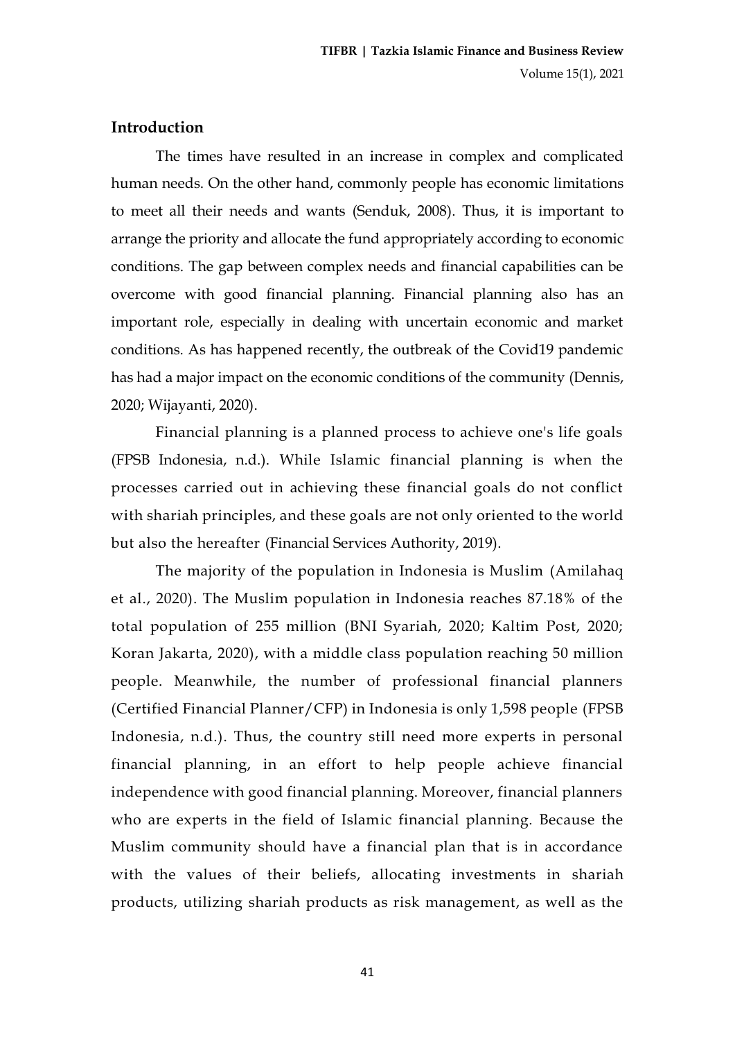## Introduction

The times have resulted in an increase in complex and complicated human needs. On the other hand, commonly people has economic limitations to meet all their needs and wants (Senduk, 2008). Thus, it is important to arrange the priority and allocate the fund appropriately according to economic conditions. The gap between complex needs and financial capabilities can be overcome with good financial planning. Financial planning also has an important role, especially in dealing with uncertain economic and market conditions. As has happened recently, the outbreak of the Covid19 pandemic has had a major impact on the economic conditions of the community (Dennis, 2020; Wijayanti, 2020).

Financial planning is a planned process to achieve one's life goals (FPSB Indonesia, n.d.). While Islamic financial planning is when the processes carried out in achieving these financial goals do not conflict with shariah principles, and these goals are not only oriented to the world but also the hereafter (Financial Services Authority, 2019).

The majority of the population in Indonesia is Muslim (Amilahaq et al., 2020). The Muslim population in Indonesia reaches 87.18% of the total population of 255 million (BNI Syariah, 2020; Kaltim Post, 2020; Koran Jakarta, 2020), with a middle class population reaching 50 million people. Meanwhile, the number of professional financial planners (Certified Financial Planner/CFP) in Indonesia is only 1,598 people (FPSB Indonesia, n.d.). Thus, the country still need more experts in personal financial planning, in an effort to help people achieve financial independence with good financial planning. Moreover, financial planners who are experts in the field of Islamic financial planning. Because the Muslim community should have a financial plan that is in accordance with the values of their beliefs, allocating investments in shariah products, utilizing shariah products as risk management, as well as the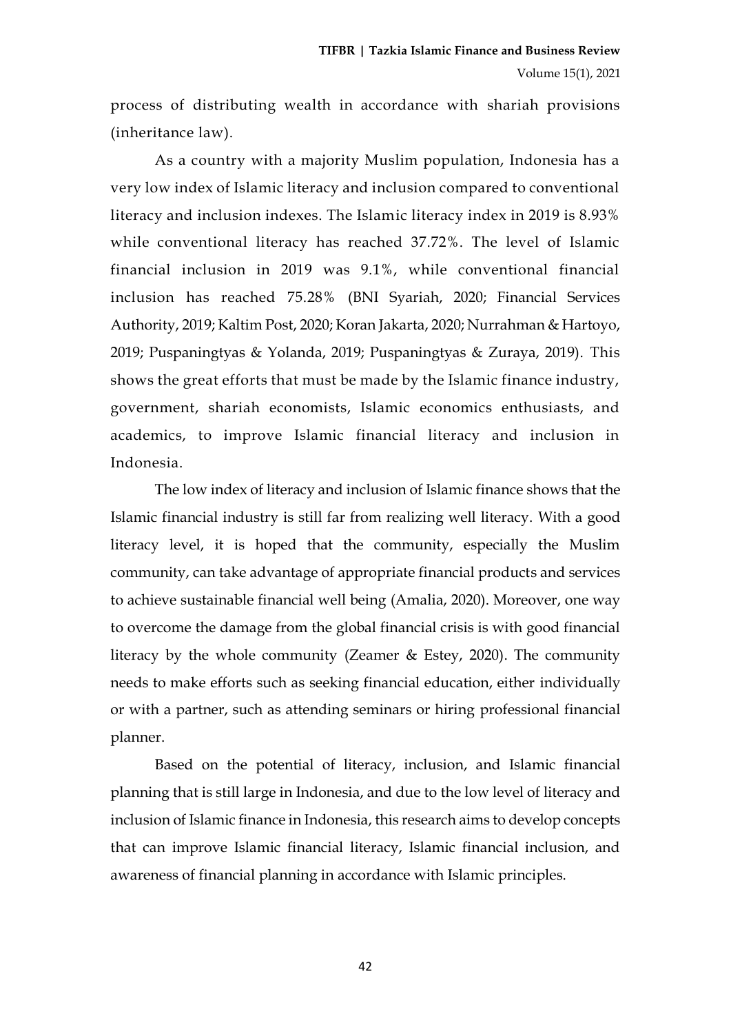process of distributing wealth in accordance with shariah provisions (inheritance law).

As a country with a majority Muslim population, Indonesia has a very low index of Islamic literacy and inclusion compared to conventional literacy and inclusion indexes. The Islamic literacy index in 2019 is 8.93% while conventional literacy has reached 37.72%. The level of Islamic financial inclusion in 2019 was 9.1%, while conventional financial inclusion has reached 75.28% (BNI Syariah, 2020; Financial Services Authority, 2019; Kaltim Post, 2020; Koran Jakarta, 2020; Nurrahman & Hartoyo, 2019; Puspaningtyas & Yolanda, 2019; Puspaningtyas & Zuraya, 2019). This shows the great efforts that must be made by the Islamic finance industry, government, shariah economists, Islamic economics enthusiasts, and academics, to improve Islamic financial literacy and inclusion in Indonesia.

The low index of literacy and inclusion of Islamic finance shows that the Islamic financial industry is still far from realizing well literacy. With a good literacy level, it is hoped that the community, especially the Muslim community, can take advantage of appropriate financial products and services to achieve sustainable financial well being (Amalia, 2020). Moreover, one way to overcome the damage from the global financial crisis is with good financial literacy by the whole community (Zeamer & Estey, 2020). The community needs to make efforts such as seeking financial education, either individually or with a partner, such as attending seminars or hiring professional financial planner.

Based on the potential of literacy, inclusion, and Islamic financial planning that is still large in Indonesia, and due to the low level of literacy and inclusion of Islamic finance in Indonesia, this research aims to develop concepts that can improve Islamic financial literacy, Islamic financial inclusion, and awareness of financial planning in accordance with Islamic principles.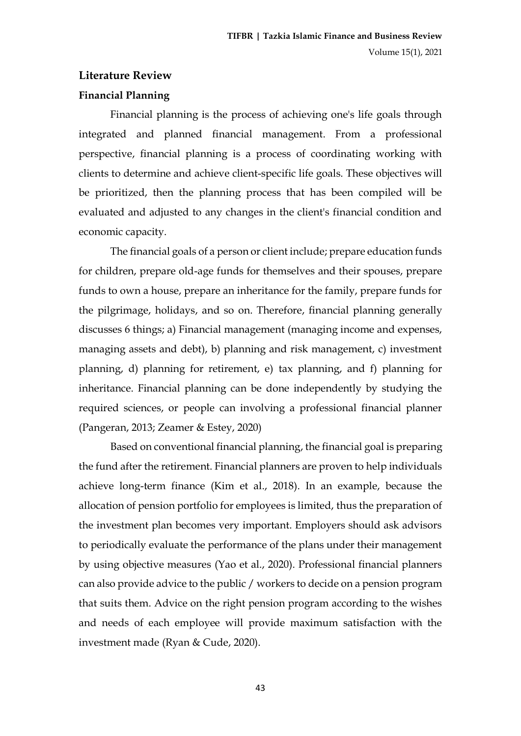## Literature Review

### Financial Planning

Financial planning is the process of achieving one's life goals through integrated and planned financial management. From a professional perspective, financial planning is a process of coordinating working with clients to determine and achieve client-specific life goals. These objectives will be prioritized, then the planning process that has been compiled will be evaluated and adjusted to any changes in the client's financial condition and economic capacity.

The financial goals of a person or client include; prepare education funds for children, prepare old-age funds for themselves and their spouses, prepare funds to own a house, prepare an inheritance for the family, prepare funds for the pilgrimage, holidays, and so on. Therefore, financial planning generally discusses 6 things; a) Financial management (managing income and expenses, managing assets and debt), b) planning and risk management, c) investment planning, d) planning for retirement, e) tax planning, and f) planning for inheritance. Financial planning can be done independently by studying the required sciences, or people can involving a professional financial planner (Pangeran, 2013; Zeamer & Estey, 2020)

Based on conventional financial planning, the financial goal is preparing the fund after the retirement. Financial planners are proven to help individuals achieve long-term finance (Kim et al., 2018). In an example, because the allocation of pension portfolio for employees is limited, thus the preparation of the investment plan becomes very important. Employers should ask advisors to periodically evaluate the performance of the plans under their management by using objective measures (Yao et al., 2020). Professional financial planners can also provide advice to the public / workers to decide on a pension program that suits them. Advice on the right pension program according to the wishes and needs of each employee will provide maximum satisfaction with the investment made (Ryan & Cude, 2020).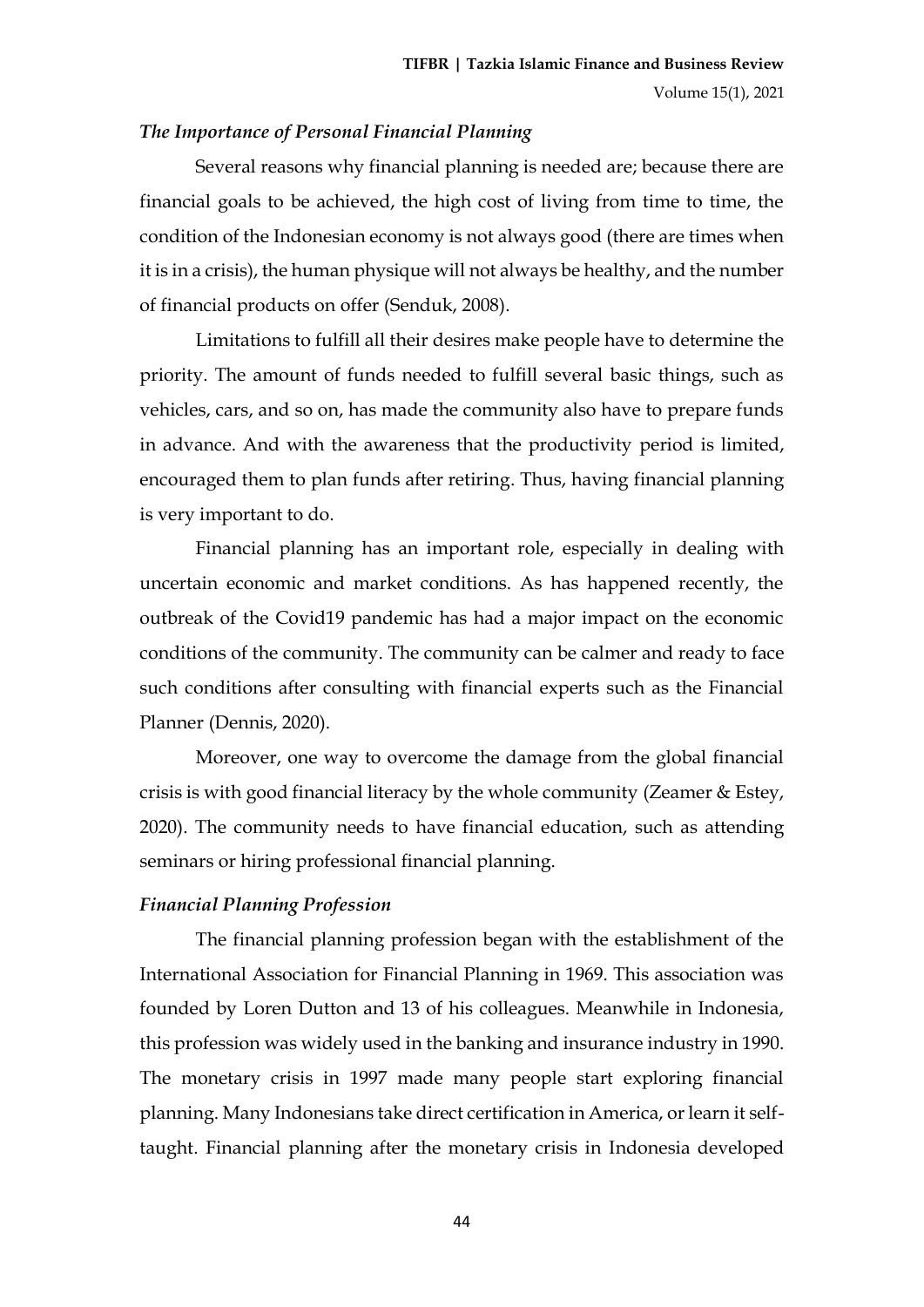### *The Importance of Personal Financial Planning*

Several reasons why financial planning is needed are; because there are financial goals to be achieved, the high cost of living from time to time, the condition of the Indonesian economy is not always good (there are times when it is in a crisis), the human physique will not always be healthy, and the number of financial products on offer (Senduk, 2008).

Limitations to fulfill all their desires make people have to determine the priority. The amount of funds needed to fulfill several basic things, such as vehicles, cars, and so on, has made the community also have to prepare funds in advance. And with the awareness that the productivity period is limited, encouraged them to plan funds after retiring. Thus, having financial planning is very important to do.

Financial planning has an important role, especially in dealing with uncertain economic and market conditions. As has happened recently, the outbreak of the Covid19 pandemic has had a major impact on the economic conditions of the community. The community can be calmer and ready to face such conditions after consulting with financial experts such as the Financial Planner (Dennis, 2020).

Moreover, one way to overcome the damage from the global financial crisis is with good financial literacy by the whole community (Zeamer & Estey, 2020). The community needs to have financial education, such as attending seminars or hiring professional financial planning.

### *Financial Planning Profession*

The financial planning profession began with the establishment of the International Association for Financial Planning in 1969. This association was founded by Loren Dutton and 13 of his colleagues. Meanwhile in Indonesia, this profession was widely used in the banking and insurance industry in 1990. The monetary crisis in 1997 made many people start exploring financial planning. Many Indonesians take direct certification in America, or learn it self-taught. Financial planning after the monetary crisis in Indonesia developed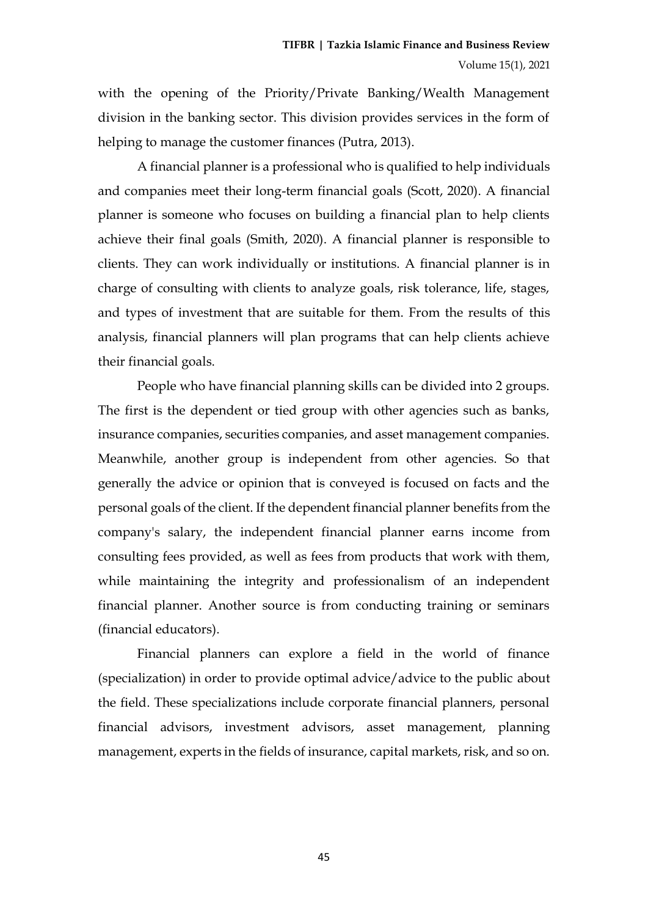with the opening of the Priority/Private Banking/Wealth Management division in the banking sector. This division provides services in the form of helping to manage the customer finances (Putra, 2013).

A financial planner is a professional who is qualified to help individuals and companies meet their long-term financial goals (Scott, 2020). A financial planner is someone who focuses on building a financial plan to help clients achieve their final goals (Smith, 2020). A financial planner is responsible to clients. They can work individually or institutions. A financial planner is in charge of consulting with clients to analyze goals, risk tolerance, life, stages, and types of investment that are suitable for them. From the results of this analysis, financial planners will plan programs that can help clients achieve their financial goals.

People who have financial planning skills can be divided into 2 groups. The first is the dependent or tied group with other agencies such as banks, insurance companies, securities companies, and asset management companies. Meanwhile, another group is independent from other agencies. So that generally the advice or opinion that is conveyed is focused on facts and the personal goals of the client. If the dependent financial planner benefits from the company's salary, the independent financial planner earns income from consulting fees provided, as well as fees from products that work with them, while maintaining the integrity and professionalism of an independent financial planner. Another source is from conducting training or seminars (financial educators).

Financial planners can explore a field in the world of finance (specialization) in order to provide optimal advice/advice to the public about the field. These specializations include corporate financial planners, personal financial advisors, investment advisors, asset management, planning management, experts in the fields of insurance, capital markets, risk, and so on.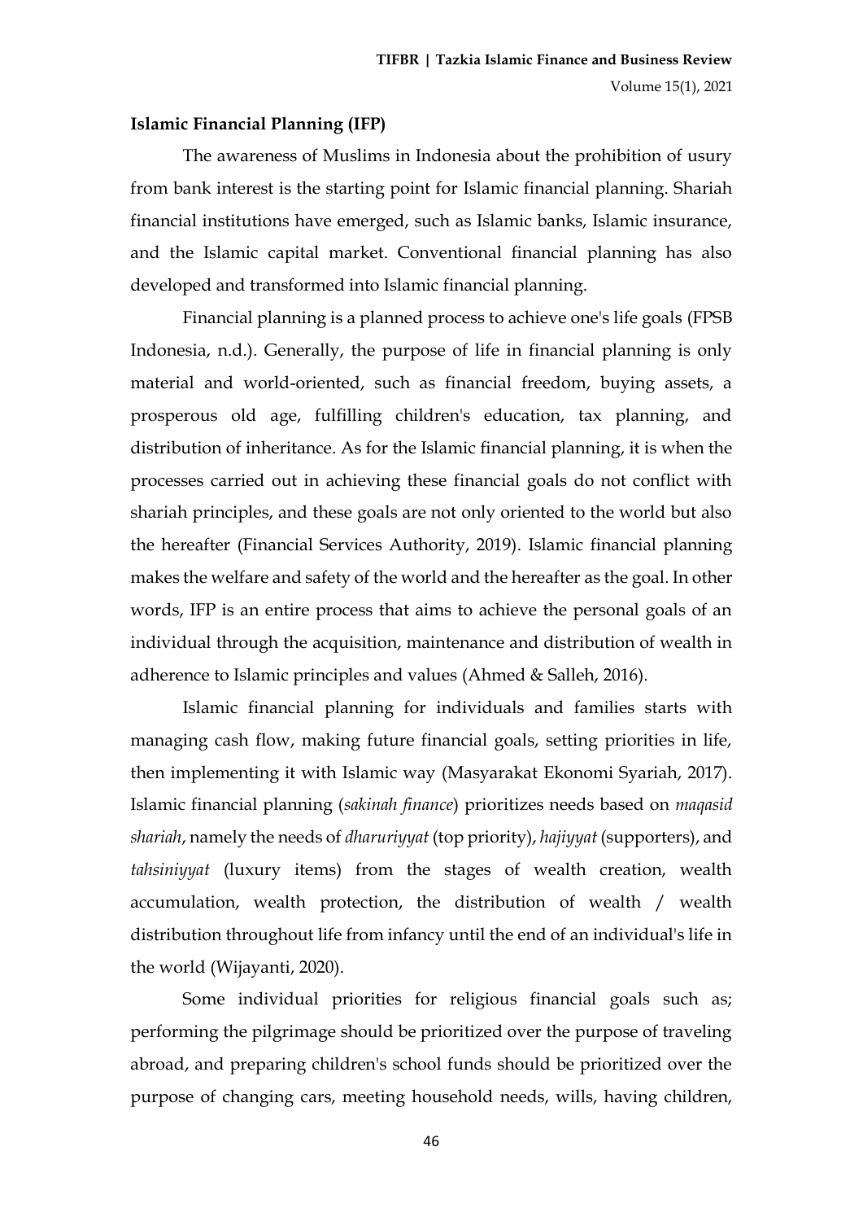**Islamic Financial Planning (IFP)**

The awareness of Muslims in Indonesia about the prohibition of usury from bank interest is the starting point for Islamic financial planning. Shariah financial institutions have emerged, such as Islamic banks, Islamic insurance, and the Islamic capital market. Conventional financial planning has also developed and transformed into Islamic financial planning.

Financial planning is a planned process to achieve one's life goals (FPSB Indonesia, n.d.). Generally, the purpose of life in financial planning is only material and world-oriented, such as financial freedom, buying assets, a prosperous old age, fulfilling children's education, tax planning, and distribution of inheritance. As for the Islamic financial planning, it is when the processes carried out in achieving these financial goals do not conflict with shariah principles, and these goals are not only oriented to the world but also the hereafter (Financial Services Authority, 2019). Islamic financial planning makes the welfare and safety of the world and the hereafter as the goal. In other words, IFP is an entire process that aims to achieve the personal goals of an individual through the acquisition, maintenance and distribution of wealth in adherence to Islamic principles and values (Ahmed & Salleh, 2016).

Islamic financial planning for individuals and families starts with managing cash flow, making future financial goals, setting priorities in life, then implementing it with Islamic way (Masyarakat Ekonomi Syariah, 2017). Islamic financial planning (*sakinah finance*) prioritizes needs based on *maqasid shariah*, namely the needs of *dharuriyyat* (top priority), *hajiyyat* (supporters), and *tahsiniyyat* (luxury items) from the stages of wealth creation, wealth accumulation, wealth protection, the distribution of wealth / wealth distribution throughout life from infancy until the end of an individual's life in the world (Wijayanti, 2020).

Some individual priorities for religious financial goals such as; performing the pilgrimage should be prioritized over the purpose of traveling abroad, and preparing children's school funds should be prioritized over the purpose of changing cars, meeting household needs, wills, having children,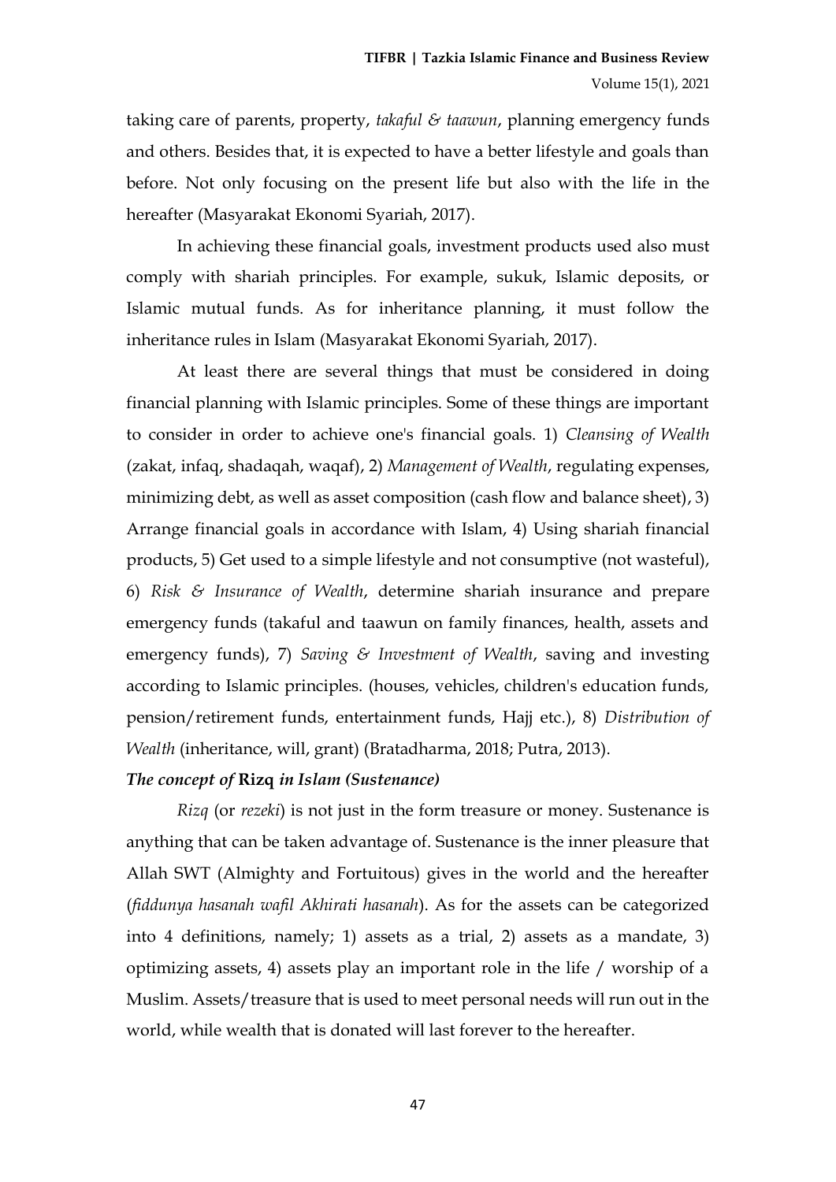taking care of parents, property, *takaful & taawun*, planning emergency funds and others. Besides that, it is expected to have a better lifestyle and goals than before. Not only focusing on the present life but also with the life in the hereafter (Masyarakat Ekonomi Syariah, 2017).

In achieving these financial goals, investment products used also must comply with shariah principles. For example, sukuk, Islamic deposits, or Islamic mutual funds. As for inheritance planning, it must follow the inheritance rules in Islam (Masyarakat Ekonomi Syariah, 2017).

At least there are several things that must be considered in doing financial planning with Islamic principles. Some of these things are important to consider in order to achieve one's financial goals. 1) *Cleansing of Wealth* (zakat, infaq, shadaqah, waqaf), 2) *Management of Wealth*, regulating expenses, minimizing debt, as well as asset composition (cash flow and balance sheet), 3) Arrange financial goals in accordance with Islam, 4) Using shariah financial products, 5) Get used to a simple lifestyle and not consumptive (not wasteful), 6) *Risk & Insurance of Wealth*, determine shariah insurance and prepare emergency funds (takaful and taawun on family finances, health, assets and emergency funds), 7) *Saving & Investment of Wealth*, saving and investing according to Islamic principles. (houses, vehicles, children's education funds, pension/retirement funds, entertainment funds, Hajj etc.), 8) *Distribution of Wealth* (inheritance, will, grant) (Bratadharma, 2018; Putra, 2013).

### *The concept of* **Rizq** *in Islam (Sustenance)*

*Rizq* (or *rezeki*) is not just in the form treasure or money. Sustenance is anything that can be taken advantage of. Sustenance is the inner pleasure that Allah SWT (Almighty and Fortuitous) gives in the world and the hereafter (*fiddunya hasanah wafil Akhirati hasanah*). As for the assets can be categorized into 4 definitions, namely; 1) assets as a trial, 2) assets as a mandate, 3) optimizing assets, 4) assets play an important role in the life / worship of a Muslim. Assets/treasure that is used to meet personal needs will run out in the world, while wealth that is donated will last forever to the hereafter.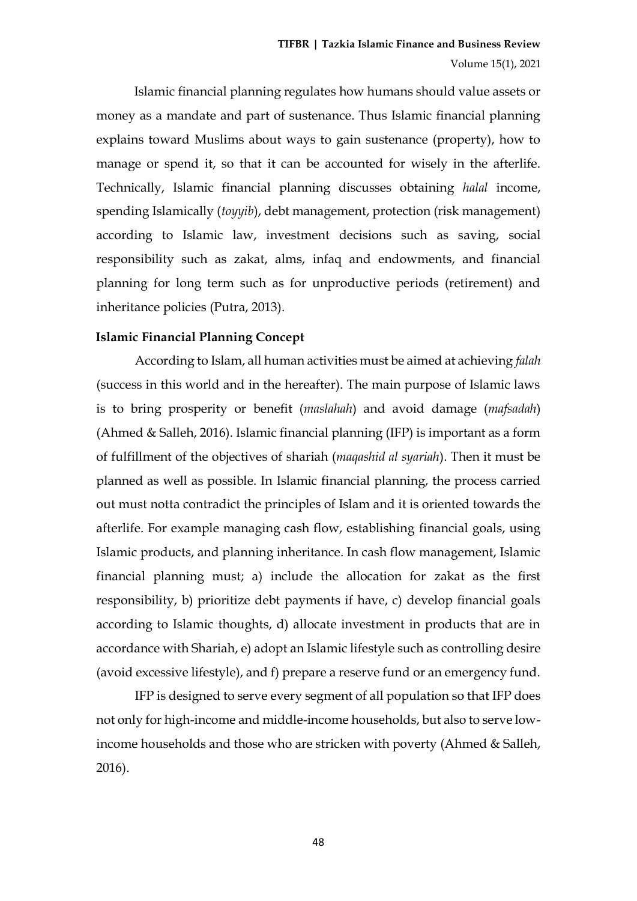Islamic financial planning regulates how humans should value assets or money as a mandate and part of sustenance. Thus Islamic financial planning explains toward Muslims about ways to gain sustenance (property), how to manage or spend it, so that it can be accounted for wisely in the afterlife. Technically, Islamic financial planning discusses obtaining *halal* income, spending Islamically (*toyyib*), debt management, protection (risk management) according to Islamic law, investment decisions such as saving, social responsibility such as zakat, alms, infaq and endowments, and financial planning for long term such as for unproductive periods (retirement) and inheritance policies (Putra, 2013).

**Islamic Financial Planning Concept**

According to Islam, all human activities must be aimed at achieving *falah* (success in this world and in the hereafter). The main purpose of Islamic laws is to bring prosperity or benefit (*maslahah*) and avoid damage (*mafsadah*) (Ahmed & Salleh, 2016). Islamic financial planning (IFP) is important as a form of fulfillment of the objectives of shariah (*maqashid al syariah*). Then it must be planned as well as possible. In Islamic financial planning, the process carried out must notta contradict the principles of Islam and it is oriented towards the afterlife. For example managing cash flow, establishing financial goals, using Islamic products, and planning inheritance. In cash flow management, Islamic financial planning must; a) include the allocation for zakat as the first responsibility, b) prioritize debt payments if have, c) develop financial goals according to Islamic thoughts, d) allocate investment in products that are in accordance with Shariah, e) adopt an Islamic lifestyle such as controlling desire (avoid excessive lifestyle), and f) prepare a reserve fund or an emergency fund.

IFP is designed to serve every segment of all population so that IFP does not only for high-income and middle-income households, but also to serve low-income households and those who are stricken with poverty (Ahmed & Salleh, 2016).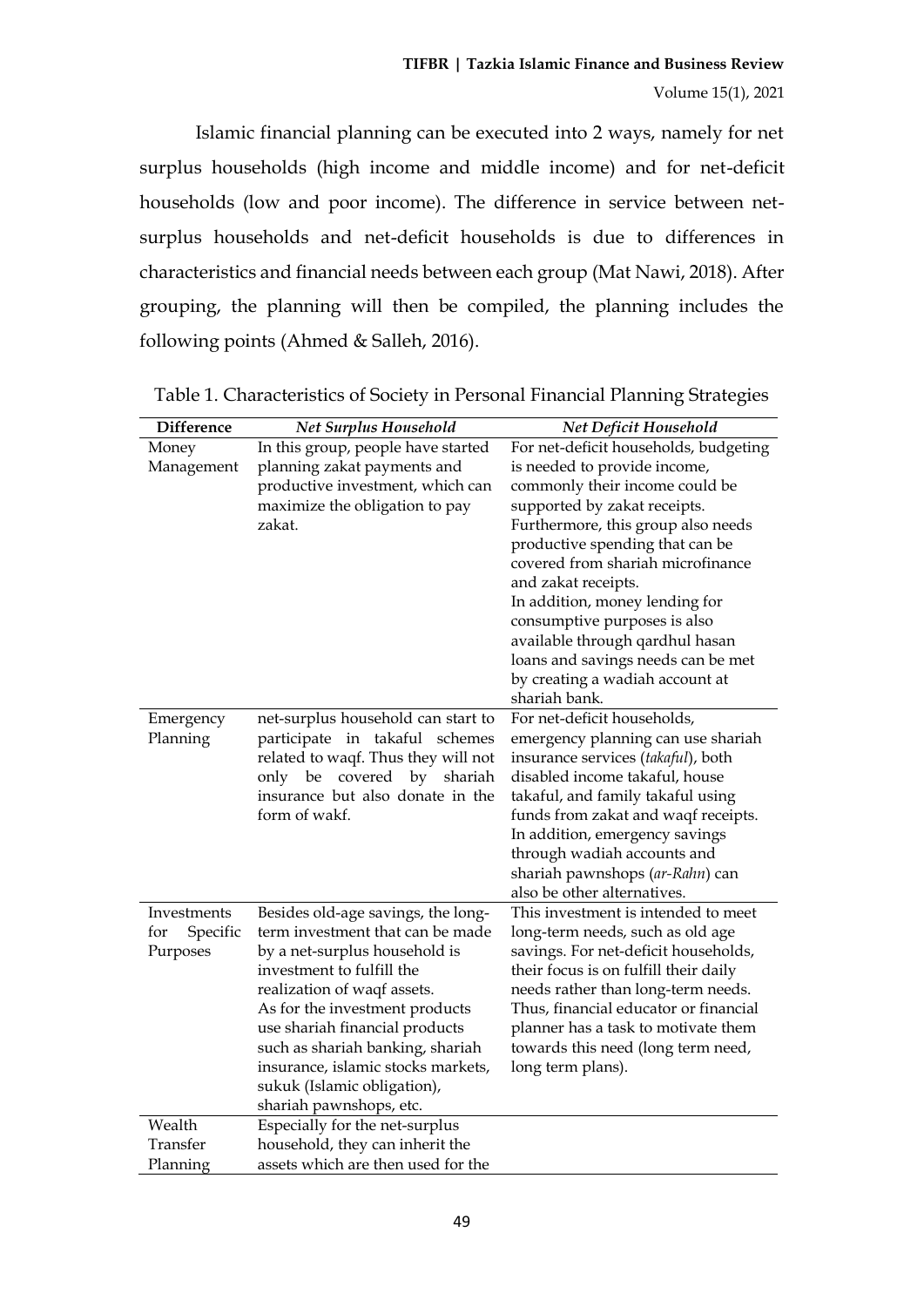Islamic financial planning can be executed into 2 ways, namely for net surplus households (high income and middle income) and for net-deficit households (low and poor income). The difference in service between net-surplus households and net-deficit households is due to differences in characteristics and financial needs between each group (Mat Nawi, 2018). After grouping, the planning will then be compiled, the planning includes the following points (Ahmed & Salleh, 2016).

Table 1. Characteristics of Society in Personal Financial Planning Strategies

| Difference | *Net Surplus Household* | *Net Deficit Household* |
|---|---|---|
| Money Management | In this group, people have started planning zakat payments and productive investment, which can maximize the obligation to pay zakat. | For net-deficit households, budgeting is needed to provide income, commonly their income could be supported by zakat receipts. Furthermore, this group also needs productive spending that can be covered from shariah microfinance and zakat receipts. In addition, money lending for consumptive purposes is also available through qardhul hasan loans and savings needs can be met by creating a wadiah account at shariah bank. |
| Emergency Planning | net-surplus household can start to participate in takaful schemes related to waqf. Thus they will not only be covered by shariah insurance but also donate in the form of wakf. | For net-deficit households, emergency planning can use shariah insurance services (*takaful*), both disabled income takaful, house takaful, and family takaful using funds from zakat and waqf receipts. In addition, emergency savings through wadiah accounts and shariah pawnshops (*ar-Rahn*) can also be other alternatives. |
| Investments for Specific Purposes | Besides old-age savings, the long-term investment that can be made by a net-surplus household is investment to fulfill the realization of waqf assets. As for the investment products use shariah financial products such as shariah banking, shariah insurance, islamic stocks markets, sukuk (Islamic obligation), shariah pawnshops, etc. | This investment is intended to meet long-term needs, such as old age savings. For net-deficit households, their focus is on fulfill their daily needs rather than long-term needs. Thus, financial educator or financial planner has a task to motivate them towards this need (long term need, long term plans). |
| Wealth Transfer Planning | Especially for the net-surplus household, they can inherit the assets which are then used for the | |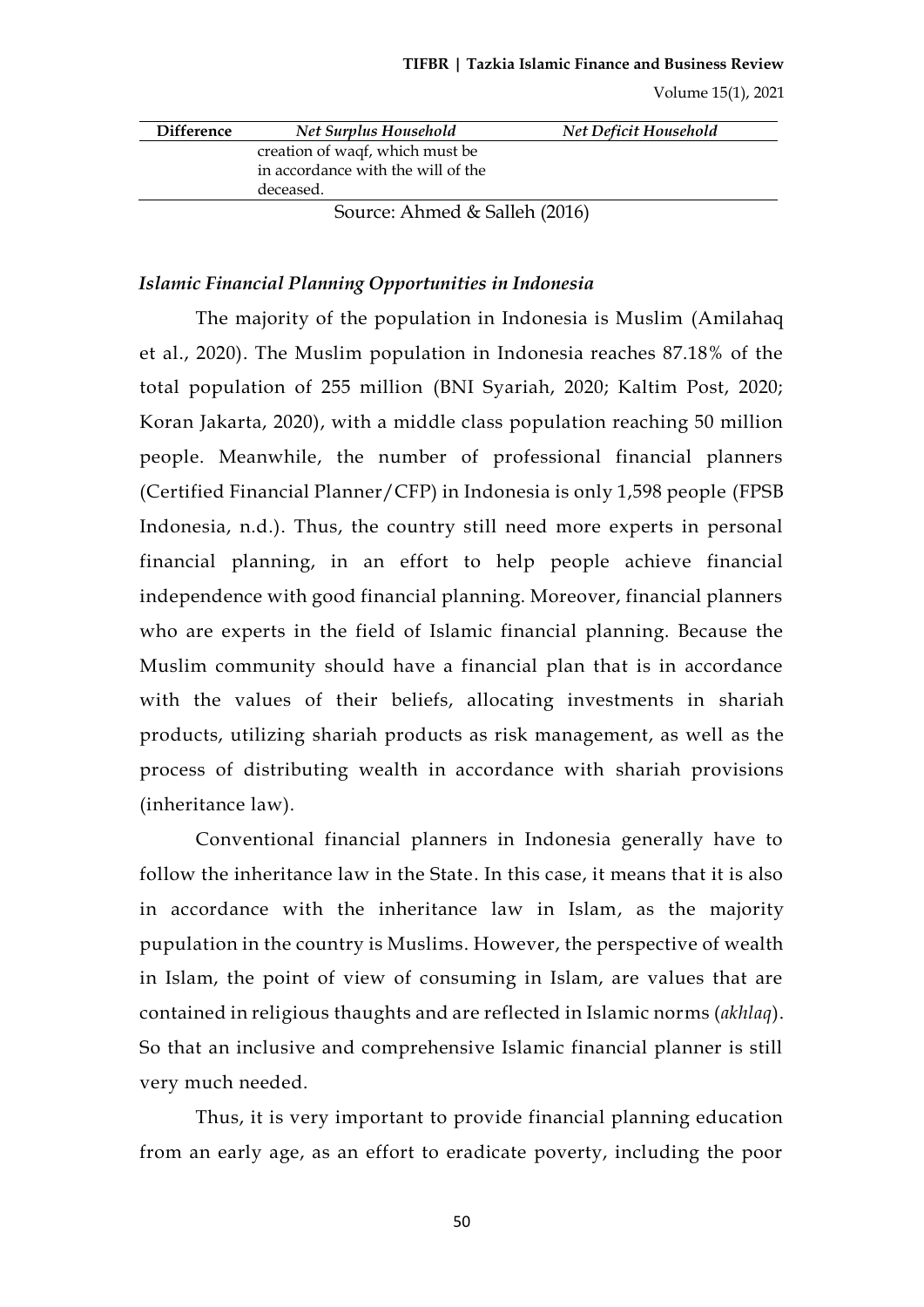| Difference | *Net Surplus Household* | *Net Deficit Household* |
|---|---|---|
| | creation of waqf, which must be in accordance with the will of the deceased. | |

Source: Ahmed & Salleh (2016)

### *Islamic Financial Planning Opportunities in Indonesia*

The majority of the population in Indonesia is Muslim (Amilahaq et al., 2020). The Muslim population in Indonesia reaches 87.18% of the total population of 255 million (BNI Syariah, 2020; Kaltim Post, 2020; Koran Jakarta, 2020), with a middle class population reaching 50 million people. Meanwhile, the number of professional financial planners (Certified Financial Planner/CFP) in Indonesia is only 1,598 people (FPSB Indonesia, n.d.). Thus, the country still need more experts in personal financial planning, in an effort to help people achieve financial independence with good financial planning. Moreover, financial planners who are experts in the field of Islamic financial planning. Because the Muslim community should have a financial plan that is in accordance with the values of their beliefs, allocating investments in shariah products, utilizing shariah products as risk management, as well as the process of distributing wealth in accordance with shariah provisions (inheritance law).

Conventional financial planners in Indonesia generally have to follow the inheritance law in the State. In this case, it means that it is also in accordance with the inheritance law in Islam, as the majority pupulation in the country is Muslims. However, the perspective of wealth in Islam, the point of view of consuming in Islam, are values that are contained in religious thaughts and are reflected in Islamic norms (*akhlaq*). So that an inclusive and comprehensive Islamic financial planner is still very much needed.

Thus, it is very important to provide financial planning education from an early age, as an effort to eradicate poverty, including the poor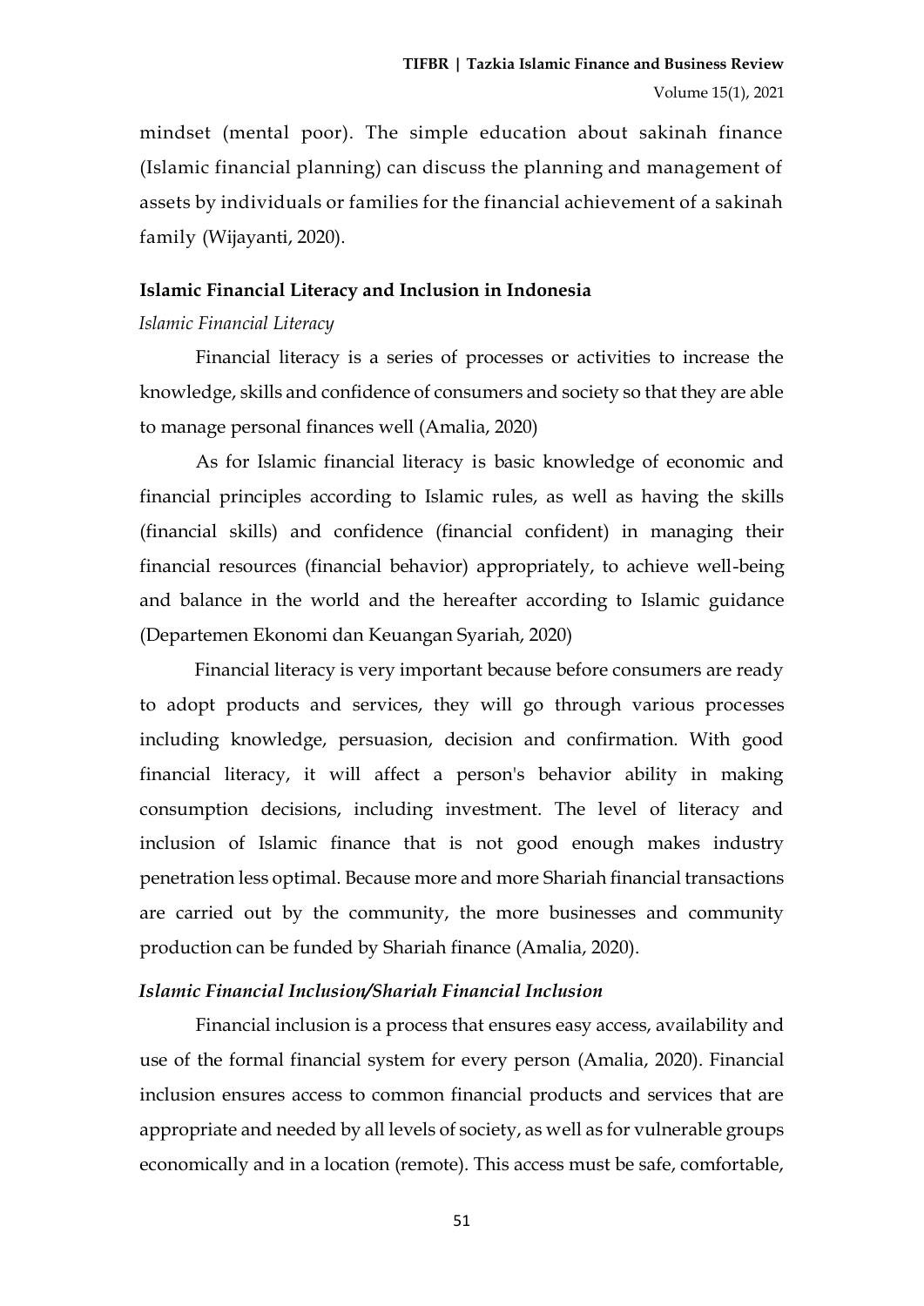mindset (mental poor). The simple education about sakinah finance (Islamic financial planning) can discuss the planning and management of assets by individuals or families for the financial achievement of a sakinah family (Wijayanti, 2020).

### Islamic Financial Literacy and Inclusion in Indonesia

*Islamic Financial Literacy*

Financial literacy is a series of processes or activities to increase the knowledge, skills and confidence of consumers and society so that they are able to manage personal finances well (Amalia, 2020)

As for Islamic financial literacy is basic knowledge of economic and financial principles according to Islamic rules, as well as having the skills (financial skills) and confidence (financial confident) in managing their financial resources (financial behavior) appropriately, to achieve well-being and balance in the world and the hereafter according to Islamic guidance (Departemen Ekonomi dan Keuangan Syariah, 2020)

Financial literacy is very important because before consumers are ready to adopt products and services, they will go through various processes including knowledge, persuasion, decision and confirmation. With good financial literacy, it will affect a person's behavior ability in making consumption decisions, including investment. The level of literacy and inclusion of Islamic finance that is not good enough makes industry penetration less optimal. Because more and more Shariah financial transactions are carried out by the community, the more businesses and community production can be funded by Shariah finance (Amalia, 2020).

***Islamic Financial Inclusion/Shariah Financial Inclusion***

Financial inclusion is a process that ensures easy access, availability and use of the formal financial system for every person (Amalia, 2020). Financial inclusion ensures access to common financial products and services that are appropriate and needed by all levels of society, as well as for vulnerable groups economically and in a location (remote). This access must be safe, comfortable,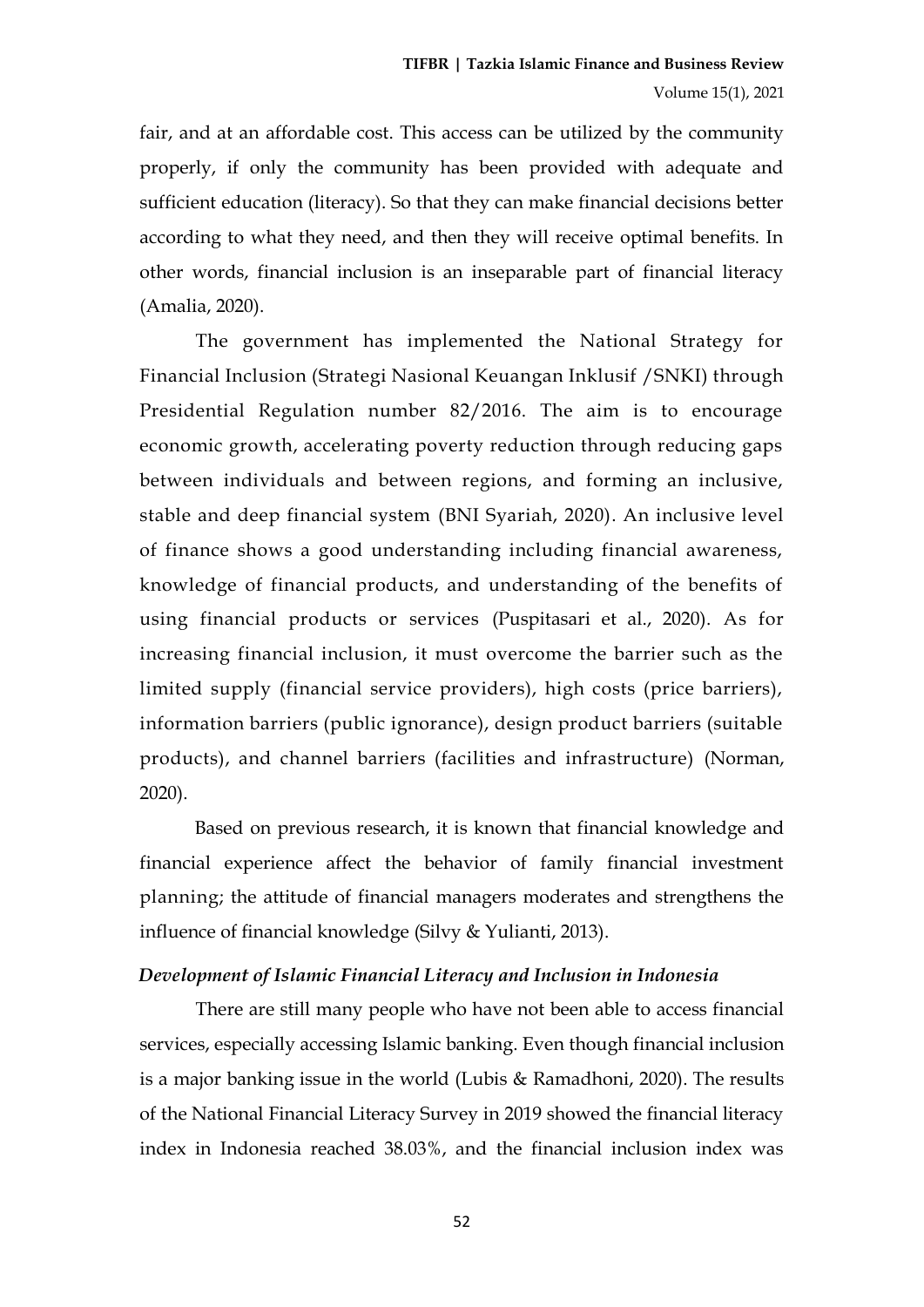fair, and at an affordable cost. This access can be utilized by the community properly, if only the community has been provided with adequate and sufficient education (literacy). So that they can make financial decisions better according to what they need, and then they will receive optimal benefits. In other words, financial inclusion is an inseparable part of financial literacy (Amalia, 2020).

The government has implemented the National Strategy for Financial Inclusion (Strategi Nasional Keuangan Inklusif /SNKI) through Presidential Regulation number 82/2016. The aim is to encourage economic growth, accelerating poverty reduction through reducing gaps between individuals and between regions, and forming an inclusive, stable and deep financial system (BNI Syariah, 2020). An inclusive level of finance shows a good understanding including financial awareness, knowledge of financial products, and understanding of the benefits of using financial products or services (Puspitasari et al., 2020). As for increasing financial inclusion, it must overcome the barrier such as the limited supply (financial service providers), high costs (price barriers), information barriers (public ignorance), design product barriers (suitable products), and channel barriers (facilities and infrastructure) (Norman, 2020).

Based on previous research, it is known that financial knowledge and financial experience affect the behavior of family financial investment planning; the attitude of financial managers moderates and strengthens the influence of financial knowledge (Silvy & Yulianti, 2013).

### *Development of Islamic Financial Literacy and Inclusion in Indonesia*

There are still many people who have not been able to access financial services, especially accessing Islamic banking. Even though financial inclusion is a major banking issue in the world (Lubis & Ramadhoni, 2020). The results of the National Financial Literacy Survey in 2019 showed the financial literacy index in Indonesia reached 38.03%, and the financial inclusion index was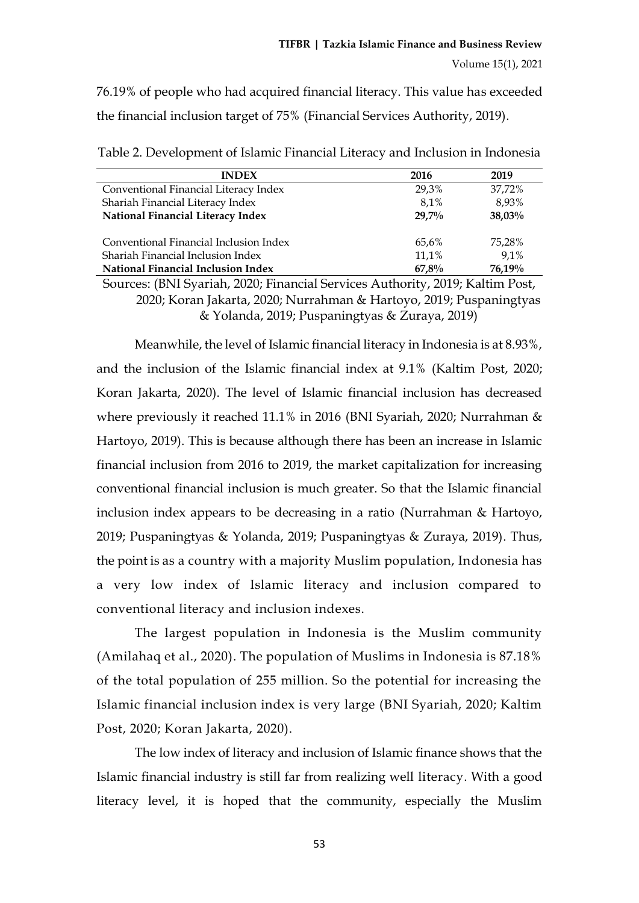76.19% of people who had acquired financial literacy. This value has exceeded the financial inclusion target of 75% (Financial Services Authority, 2019).

Table 2. Development of Islamic Financial Literacy and Inclusion in Indonesia

| INDEX | 2016 | 2019 |
|---|---|---|
| Conventional Financial Literacy Index | 29,3% | 37,72% |
| Shariah Financial Literacy Index | 8,1% | 8,93% |
| **National Financial Literacy Index** | **29,7%** | **38,03%** |
| | | |
| Conventional Financial Inclusion Index | 65,6% | 75,28% |
| Shariah Financial Inclusion Index | 11,1% | 9,1% |
| **National Financial Inclusion Index** | **67,8%** | **76,19%** |

Sources: (BNI Syariah, 2020; Financial Services Authority, 2019; Kaltim Post, 2020; Koran Jakarta, 2020; Nurrahman & Hartoyo, 2019; Puspaningtyas & Yolanda, 2019; Puspaningtyas & Zuraya, 2019)

Meanwhile, the level of Islamic financial literacy in Indonesia is at 8.93%, and the inclusion of the Islamic financial index at 9.1% (Kaltim Post, 2020; Koran Jakarta, 2020). The level of Islamic financial inclusion has decreased where previously it reached 11.1% in 2016 (BNI Syariah, 2020; Nurrahman & Hartoyo, 2019). This is because although there has been an increase in Islamic financial inclusion from 2016 to 2019, the market capitalization for increasing conventional financial inclusion is much greater. So that the Islamic financial inclusion index appears to be decreasing in a ratio (Nurrahman & Hartoyo, 2019; Puspaningtyas & Yolanda, 2019; Puspaningtyas & Zuraya, 2019). Thus, the point is as a country with a majority Muslim population, Indonesia has a very low index of Islamic literacy and inclusion compared to conventional literacy and inclusion indexes.

The largest population in Indonesia is the Muslim community (Amilahaq et al., 2020). The population of Muslims in Indonesia is 87.18% of the total population of 255 million. So the potential for increasing the Islamic financial inclusion index is very large (BNI Syariah, 2020; Kaltim Post, 2020; Koran Jakarta, 2020).

The low index of literacy and inclusion of Islamic finance shows that the Islamic financial industry is still far from realizing well literacy. With a good literacy level, it is hoped that the community, especially the Muslim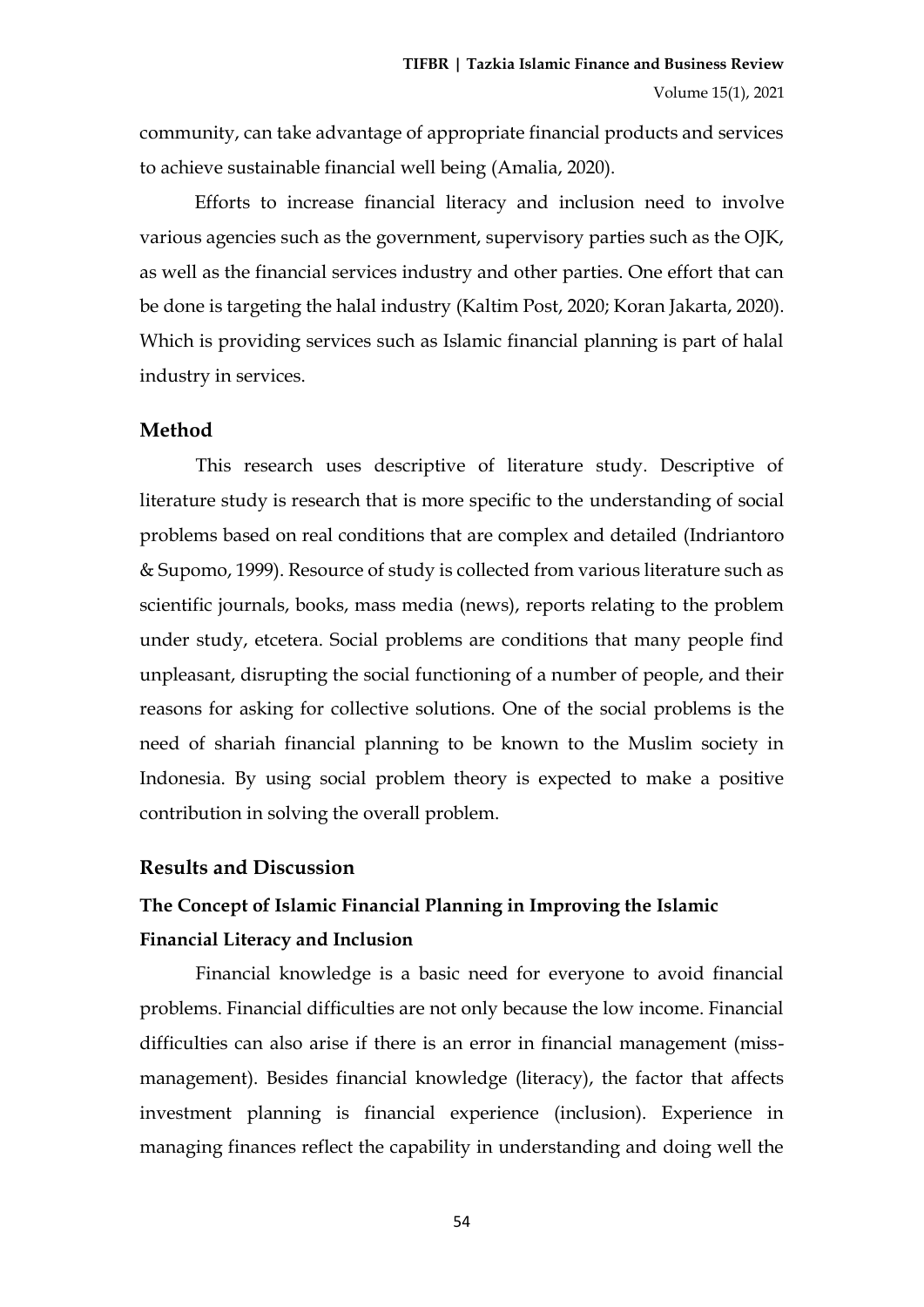community, can take advantage of appropriate financial products and services to achieve sustainable financial well being (Amalia, 2020).

Efforts to increase financial literacy and inclusion need to involve various agencies such as the government, supervisory parties such as the OJK, as well as the financial services industry and other parties. One effort that can be done is targeting the halal industry (Kaltim Post, 2020; Koran Jakarta, 2020). Which is providing services such as Islamic financial planning is part of halal industry in services.

## Method

This research uses descriptive of literature study. Descriptive of literature study is research that is more specific to the understanding of social problems based on real conditions that are complex and detailed (Indriantoro & Supomo, 1999). Resource of study is collected from various literature such as scientific journals, books, mass media (news), reports relating to the problem under study, etcetera. Social problems are conditions that many people find unpleasant, disrupting the social functioning of a number of people, and their reasons for asking for collective solutions. One of the social problems is the need of shariah financial planning to be known to the Muslim society in Indonesia. By using social problem theory is expected to make a positive contribution in solving the overall problem.

## Results and Discussion

### The Concept of Islamic Financial Planning in Improving the Islamic Financial Literacy and Inclusion

Financial knowledge is a basic need for everyone to avoid financial problems. Financial difficulties are not only because the low income. Financial difficulties can also arise if there is an error in financial management (miss-management). Besides financial knowledge (literacy), the factor that affects investment planning is financial experience (inclusion). Experience in managing finances reflect the capability in understanding and doing well the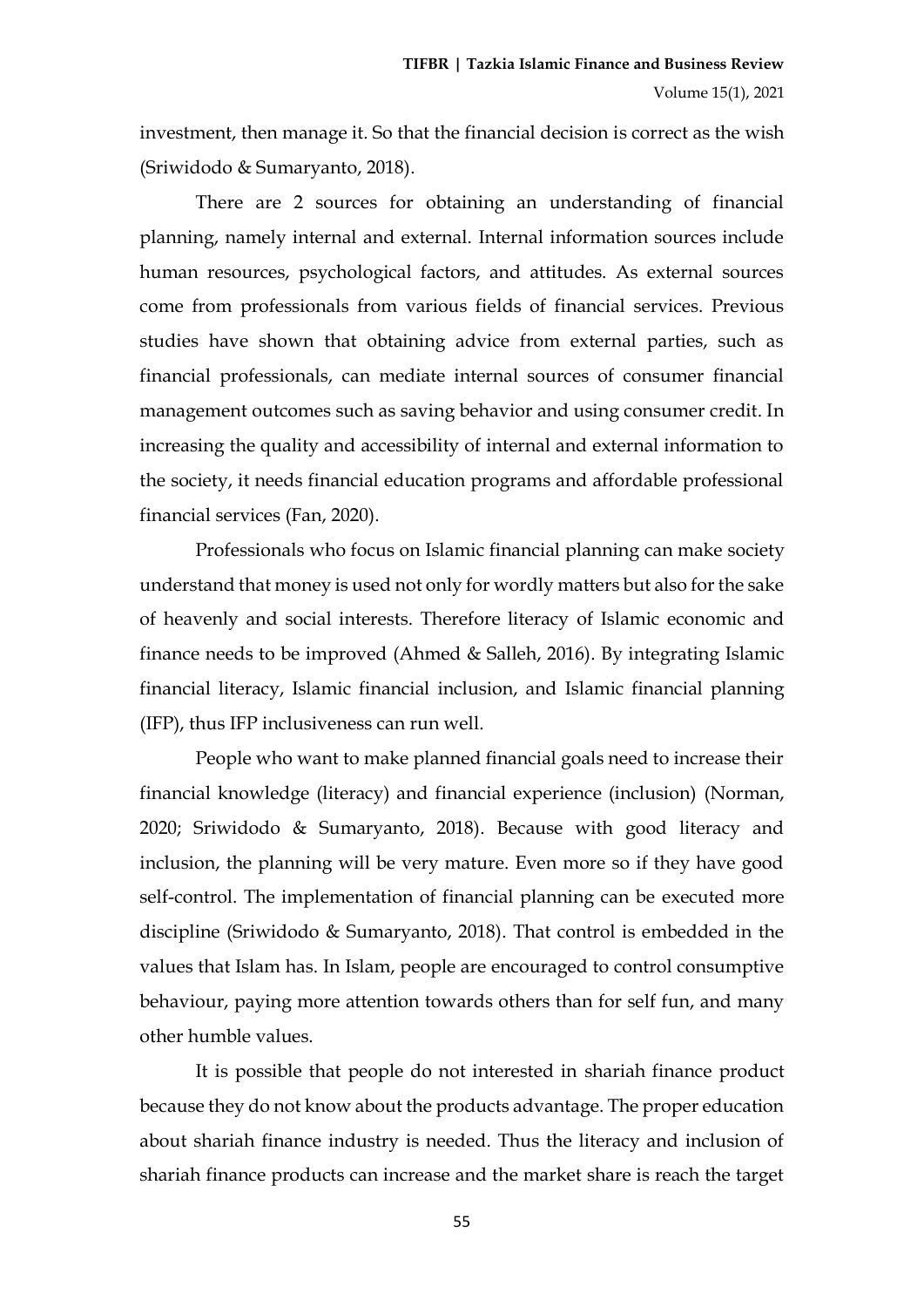investment, then manage it. So that the financial decision is correct as the wish (Sriwidodo & Sumaryanto, 2018).

There are 2 sources for obtaining an understanding of financial planning, namely internal and external. Internal information sources include human resources, psychological factors, and attitudes. As external sources come from professionals from various fields of financial services. Previous studies have shown that obtaining advice from external parties, such as financial professionals, can mediate internal sources of consumer financial management outcomes such as saving behavior and using consumer credit. In increasing the quality and accessibility of internal and external information to the society, it needs financial education programs and affordable professional financial services (Fan, 2020).

Professionals who focus on Islamic financial planning can make society understand that money is used not only for wordly matters but also for the sake of heavenly and social interests. Therefore literacy of Islamic economic and finance needs to be improved (Ahmed & Salleh, 2016). By integrating Islamic financial literacy, Islamic financial inclusion, and Islamic financial planning (IFP), thus IFP inclusiveness can run well.

People who want to make planned financial goals need to increase their financial knowledge (literacy) and financial experience (inclusion) (Norman, 2020; Sriwidodo & Sumaryanto, 2018). Because with good literacy and inclusion, the planning will be very mature. Even more so if they have good self-control. The implementation of financial planning can be executed more discipline (Sriwidodo & Sumaryanto, 2018). That control is embedded in the values that Islam has. In Islam, people are encouraged to control consumptive behaviour, paying more attention towards others than for self fun, and many other humble values.

It is possible that people do not interested in shariah finance product because they do not know about the products advantage. The proper education about shariah finance industry is needed. Thus the literacy and inclusion of shariah finance products can increase and the market share is reach the target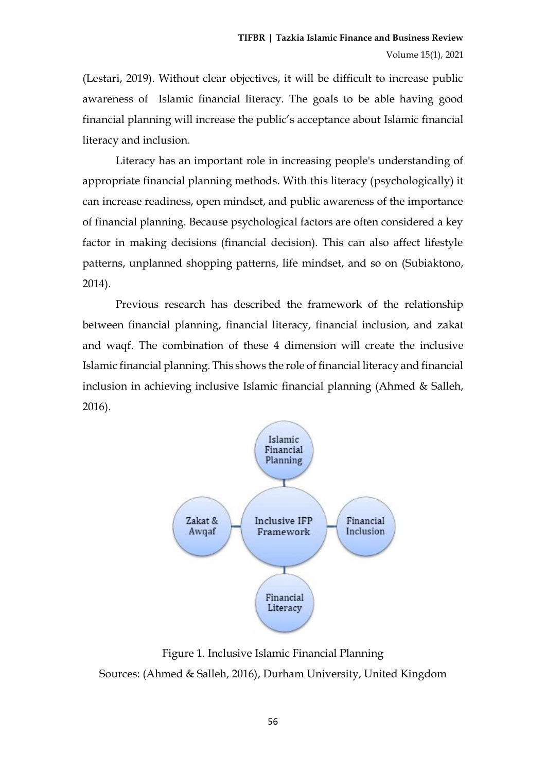(Lestari, 2019). Without clear objectives, it will be difficult to increase public awareness of Islamic financial literacy. The goals to be able having good financial planning will increase the public's acceptance about Islamic financial literacy and inclusion.

Literacy has an important role in increasing people's understanding of appropriate financial planning methods. With this literacy (psychologically) it can increase readiness, open mindset, and public awareness of the importance of financial planning. Because psychological factors are often considered a key factor in making decisions (financial decision). This can also affect lifestyle patterns, unplanned shopping patterns, life mindset, and so on (Subiaktono, 2014).

Previous research has described the framework of the relationship between financial planning, financial literacy, financial inclusion, and zakat and waqf. The combination of these 4 dimension will create the inclusive Islamic financial planning. This shows the role of financial literacy and financial inclusion in achieving inclusive Islamic financial planning (Ahmed & Salleh, 2016).

Figure 1. Inclusive Islamic Financial Planning

Sources: (Ahmed & Salleh, 2016), Durham University, United Kingdom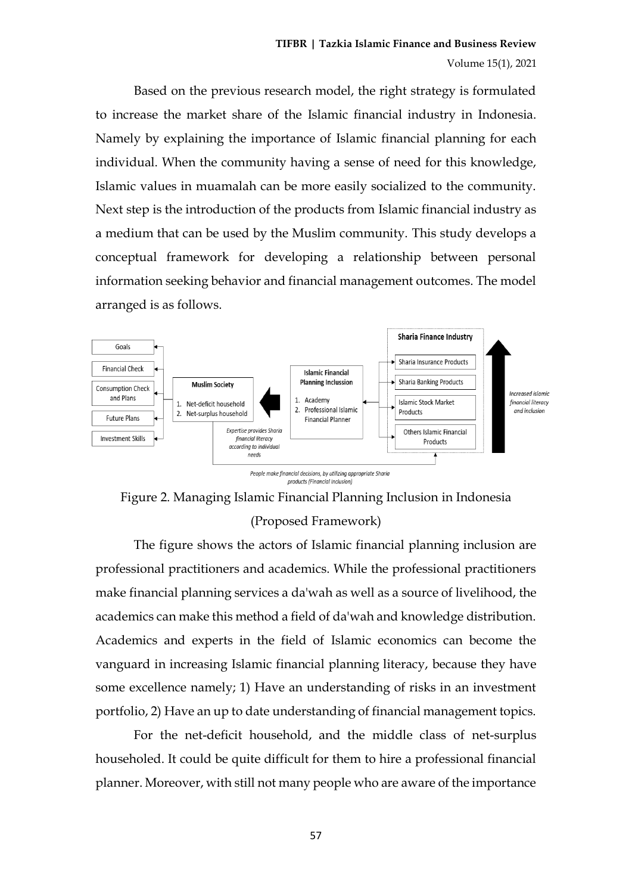Based on the previous research model, the right strategy is formulated to increase the market share of the Islamic financial industry in Indonesia. Namely by explaining the importance of Islamic financial planning for each individual. When the community having a sense of need for this knowledge, Islamic values in muamalah can be more easily socialized to the community. Next step is the introduction of the products from Islamic financial industry as a medium that can be used by the Muslim community. This study develops a conceptual framework for developing a relationship between personal information seeking behavior and financial management outcomes. The model arranged is as follows.

Figure 2. Managing Islamic Financial Planning Inclusion in Indonesia (Proposed Framework)

The figure shows the actors of Islamic financial planning inclusion are professional practitioners and academics. While the professional practitioners make financial planning services a da'wah as well as a source of livelihood, the academics can make this method a field of da'wah and knowledge distribution. Academics and experts in the field of Islamic economics can become the vanguard in increasing Islamic financial planning literacy, because they have some excellence namely; 1) Have an understanding of risks in an investment portfolio, 2) Have an up to date understanding of financial management topics.

For the net-deficit household, and the middle class of net-surplus householed. It could be quite difficult for them to hire a professional financial planner. Moreover, with still not many people who are aware of the importance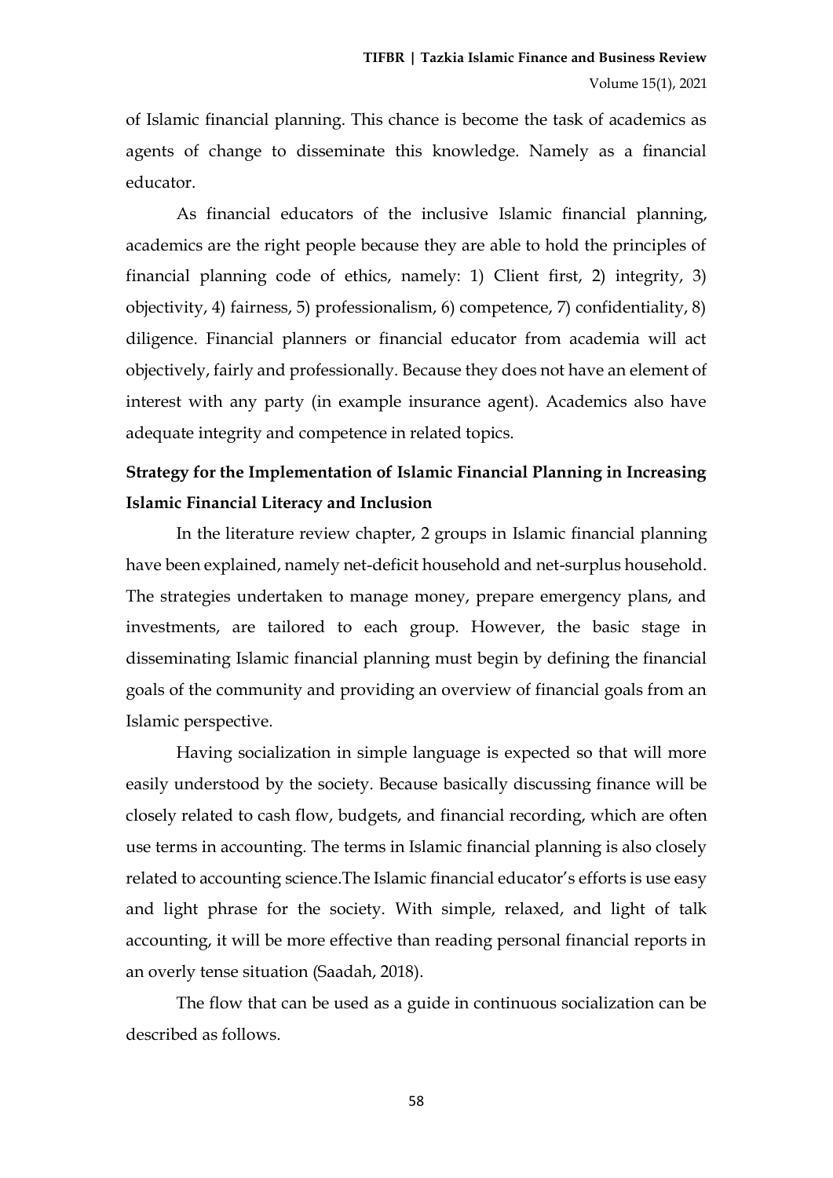of Islamic financial planning. This chance is become the task of academics as agents of change to disseminate this knowledge. Namely as a financial educator.

As financial educators of the inclusive Islamic financial planning, academics are the right people because they are able to hold the principles of financial planning code of ethics, namely: 1) Client first, 2) integrity, 3) objectivity, 4) fairness, 5) professionalism, 6) competence, 7) confidentiality, 8) diligence. Financial planners or financial educator from academia will act objectively, fairly and professionally. Because they does not have an element of interest with any party (in example insurance agent). Academics also have adequate integrity and competence in related topics.

**Strategy for the Implementation of Islamic Financial Planning in Increasing Islamic Financial Literacy and Inclusion**

In the literature review chapter, 2 groups in Islamic financial planning have been explained, namely net-deficit household and net-surplus household. The strategies undertaken to manage money, prepare emergency plans, and investments, are tailored to each group. However, the basic stage in disseminating Islamic financial planning must begin by defining the financial goals of the community and providing an overview of financial goals from an Islamic perspective.

Having socialization in simple language is expected so that will more easily understood by the society. Because basically discussing finance will be closely related to cash flow, budgets, and financial recording, which are often use terms in accounting. The terms in Islamic financial planning is also closely related to accounting science.The Islamic financial educator's efforts is use easy and light phrase for the society. With simple, relaxed, and light of talk accounting, it will be more effective than reading personal financial reports in an overly tense situation (Saadah, 2018).

The flow that can be used as a guide in continuous socialization can be described as follows.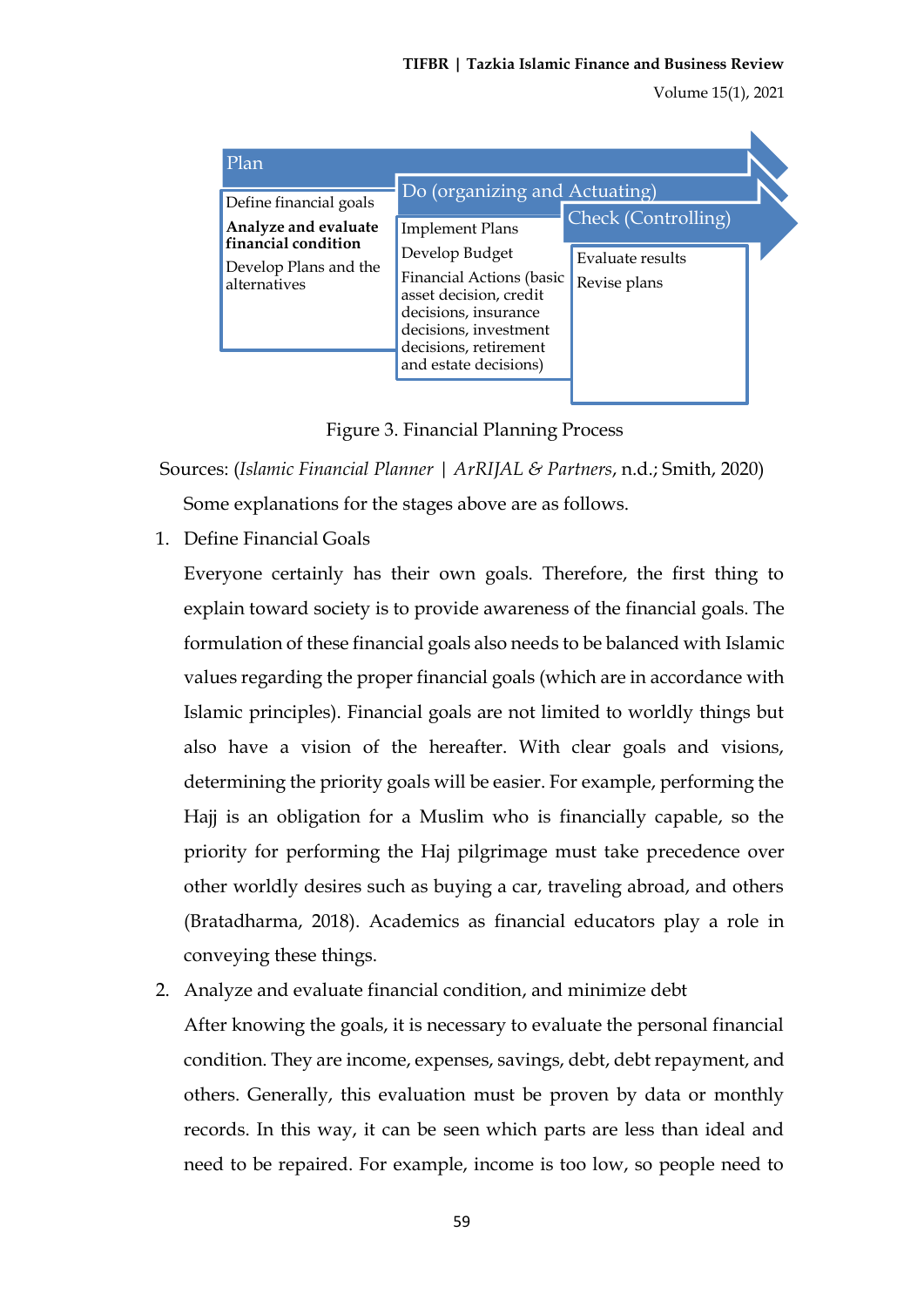| Plan | Do (organizing and Actuating) | Check (Controlling) |
|---|---|---|
| Define financial goals<br>**Analyze and evaluate financial condition**<br>Develop Plans and the alternatives | Implement Plans<br>Develop Budget<br>Financial Actions (basic asset decision, credit decisions, insurance decisions, investment decisions, retirement and estate decisions) | Evaluate results<br>Revise plans |

Figure 3. Financial Planning Process

Sources: (*Islamic Financial Planner | ArRIJAL & Partners*, n.d.; Smith, 2020)

Some explanations for the stages above are as follows.

1. Define Financial Goals

   Everyone certainly has their own goals. Therefore, the first thing to explain toward society is to provide awareness of the financial goals. The formulation of these financial goals also needs to be balanced with Islamic values regarding the proper financial goals (which are in accordance with Islamic principles). Financial goals are not limited to worldly things but also have a vision of the hereafter. With clear goals and visions, determining the priority goals will be easier. For example, performing the Hajj is an obligation for a Muslim who is financially capable, so the priority for performing the Haj pilgrimage must take precedence over other worldly desires such as buying a car, traveling abroad, and others (Bratadharma, 2018). Academics as financial educators play a role in conveying these things.

2. Analyze and evaluate financial condition, and minimize debt

   After knowing the goals, it is necessary to evaluate the personal financial condition. They are income, expenses, savings, debt, debt repayment, and others. Generally, this evaluation must be proven by data or monthly records. In this way, it can be seen which parts are less than ideal and need to be repaired. For example, income is too low, so people need to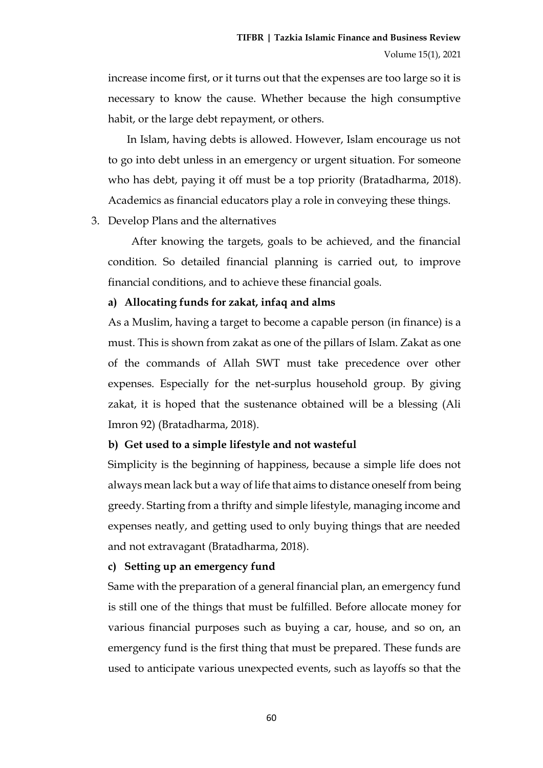increase income first, or it turns out that the expenses are too large so it is necessary to know the cause. Whether because the high consumptive habit, or the large debt repayment, or others.

In Islam, having debts is allowed. However, Islam encourage us not to go into debt unless in an emergency or urgent situation. For someone who has debt, paying it off must be a top priority (Bratadharma, 2018). Academics as financial educators play a role in conveying these things.

3. Develop Plans and the alternatives

After knowing the targets, goals to be achieved, and the financial condition. So detailed financial planning is carried out, to improve financial conditions, and to achieve these financial goals.

**a) Allocating funds for zakat, infaq and alms**

As a Muslim, having a target to become a capable person (in finance) is a must. This is shown from zakat as one of the pillars of Islam. Zakat as one of the commands of Allah SWT must take precedence over other expenses. Especially for the net-surplus household group. By giving zakat, it is hoped that the sustenance obtained will be a blessing (Ali Imron 92) (Bratadharma, 2018).

**b) Get used to a simple lifestyle and not wasteful**

Simplicity is the beginning of happiness, because a simple life does not always mean lack but a way of life that aims to distance oneself from being greedy. Starting from a thrifty and simple lifestyle, managing income and expenses neatly, and getting used to only buying things that are needed and not extravagant (Bratadharma, 2018).

**c) Setting up an emergency fund**

Same with the preparation of a general financial plan, an emergency fund is still one of the things that must be fulfilled. Before allocate money for various financial purposes such as buying a car, house, and so on, an emergency fund is the first thing that must be prepared. These funds are used to anticipate various unexpected events, such as layoffs so that the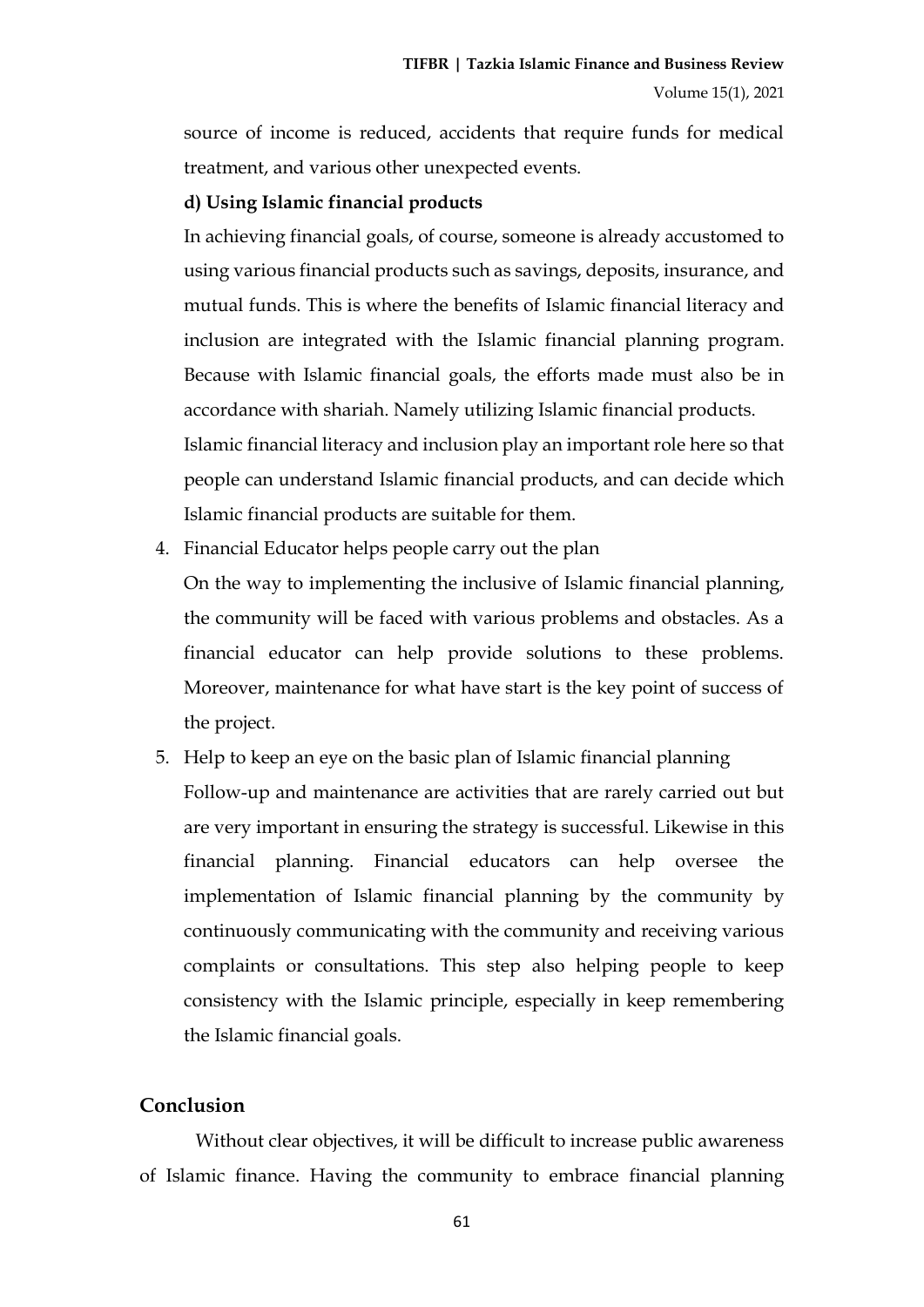source of income is reduced, accidents that require funds for medical treatment, and various other unexpected events.

**d) Using Islamic financial products**

In achieving financial goals, of course, someone is already accustomed to using various financial products such as savings, deposits, insurance, and mutual funds. This is where the benefits of Islamic financial literacy and inclusion are integrated with the Islamic financial planning program. Because with Islamic financial goals, the efforts made must also be in accordance with shariah. Namely utilizing Islamic financial products.

Islamic financial literacy and inclusion play an important role here so that people can understand Islamic financial products, and can decide which Islamic financial products are suitable for them.

4. Financial Educator helps people carry out the plan

   On the way to implementing the inclusive of Islamic financial planning, the community will be faced with various problems and obstacles. As a financial educator can help provide solutions to these problems. Moreover, maintenance for what have start is the key point of success of the project.

5. Help to keep an eye on the basic plan of Islamic financial planning

   Follow-up and maintenance are activities that are rarely carried out but are very important in ensuring the strategy is successful. Likewise in this financial planning. Financial educators can help oversee the implementation of Islamic financial planning by the community by continuously communicating with the community and receiving various complaints or consultations. This step also helping people to keep consistency with the Islamic principle, especially in keep remembering the Islamic financial goals.

## Conclusion

Without clear objectives, it will be difficult to increase public awareness of Islamic finance. Having the community to embrace financial planning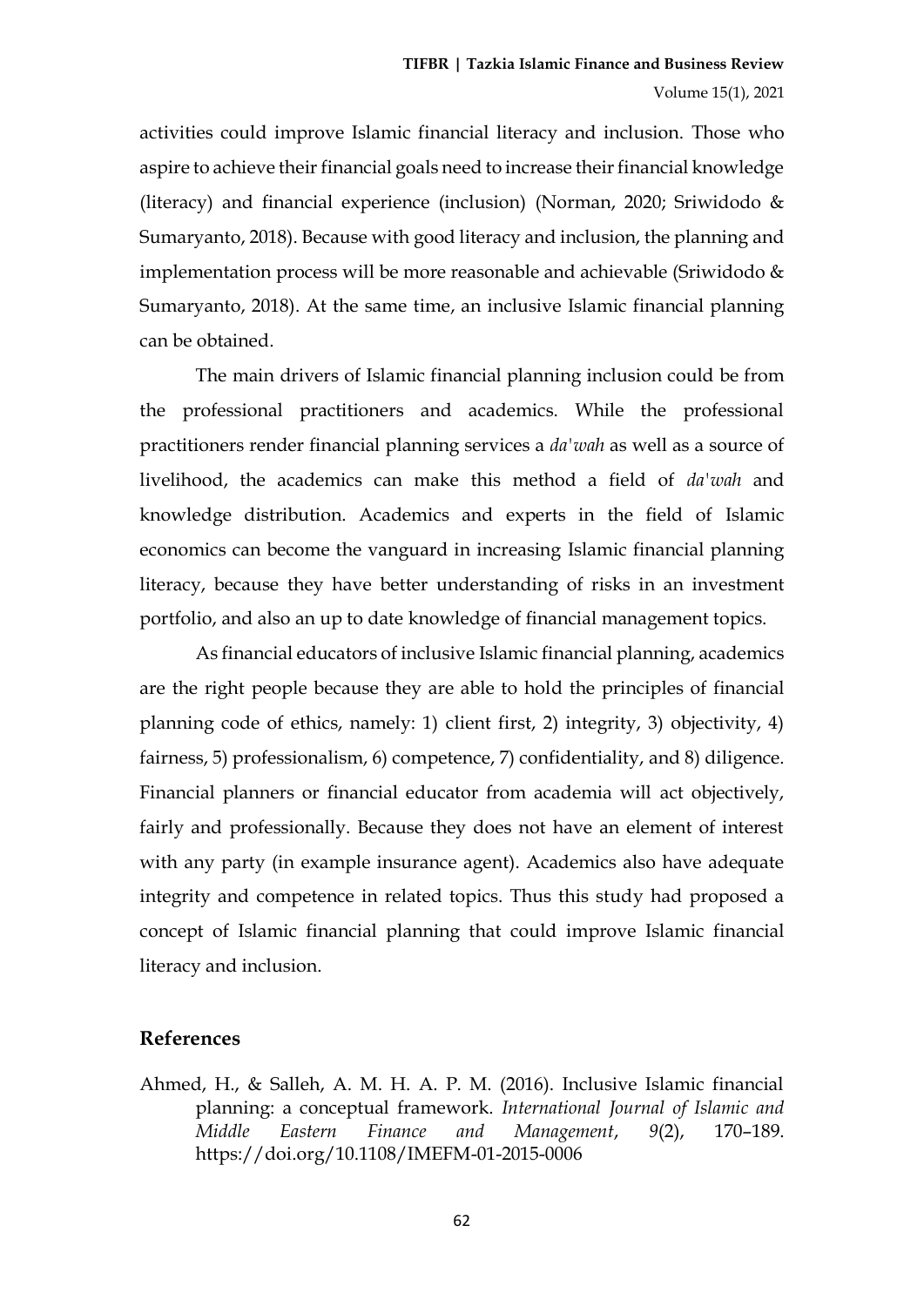activities could improve Islamic financial literacy and inclusion. Those who aspire to achieve their financial goals need to increase their financial knowledge (literacy) and financial experience (inclusion) (Norman, 2020; Sriwidodo & Sumaryanto, 2018). Because with good literacy and inclusion, the planning and implementation process will be more reasonable and achievable (Sriwidodo & Sumaryanto, 2018). At the same time, an inclusive Islamic financial planning can be obtained.

The main drivers of Islamic financial planning inclusion could be from the professional practitioners and academics. While the professional practitioners render financial planning services a *da'wah* as well as a source of livelihood, the academics can make this method a field of *da'wah* and knowledge distribution. Academics and experts in the field of Islamic economics can become the vanguard in increasing Islamic financial planning literacy, because they have better understanding of risks in an investment portfolio, and also an up to date knowledge of financial management topics.

As financial educators of inclusive Islamic financial planning, academics are the right people because they are able to hold the principles of financial planning code of ethics, namely: 1) client first, 2) integrity, 3) objectivity, 4) fairness, 5) professionalism, 6) competence, 7) confidentiality, and 8) diligence. Financial planners or financial educator from academia will act objectively, fairly and professionally. Because they does not have an element of interest with any party (in example insurance agent). Academics also have adequate integrity and competence in related topics. Thus this study had proposed a concept of Islamic financial planning that could improve Islamic financial literacy and inclusion.

## References

Ahmed, H., & Salleh, A. M. H. A. P. M. (2016). Inclusive Islamic financial planning: a conceptual framework. *International Journal of Islamic and Middle Eastern Finance and Management*, *9*(2), 170–189. https://doi.org/10.1108/IMEFM-01-2015-0006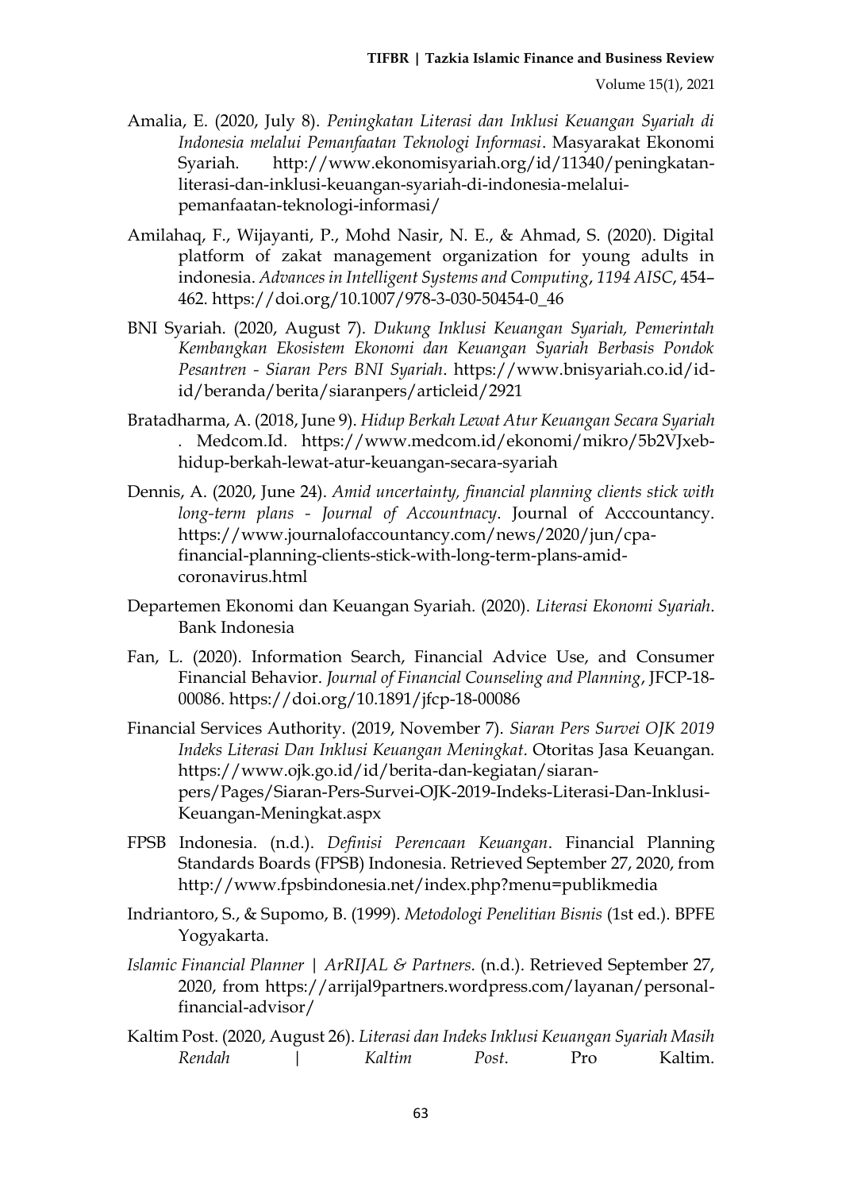Amalia, E. (2020, July 8). *Peningkatan Literasi dan Inklusi Keuangan Syariah di Indonesia melalui Pemanfaatan Teknologi Informasi*. Masyarakat Ekonomi Syariah. http://www.ekonomisyariah.org/id/11340/peningkatan-literasi-dan-inklusi-keuangan-syariah-di-indonesia-melalui-pemanfaatan-teknologi-informasi/

Amilahaq, F., Wijayanti, P., Mohd Nasir, N. E., & Ahmad, S. (2020). Digital platform of zakat management organization for young adults in indonesia. *Advances in Intelligent Systems and Computing*, *1194 AISC*, 454–462. https://doi.org/10.1007/978-3-030-50454-0_46

BNI Syariah. (2020, August 7). *Dukung Inklusi Keuangan Syariah, Pemerintah Kembangkan Ekosistem Ekonomi dan Keuangan Syariah Berbasis Pondok Pesantren - Siaran Pers BNI Syariah*. https://www.bnisyariah.co.id/id-id/beranda/berita/siaranpers/articleid/2921

Bratadharma, A. (2018, June 9). *Hidup Berkah Lewat Atur Keuangan Secara Syariah .* Medcom.Id. https://www.medcom.id/ekonomi/mikro/5b2VJxeb-hidup-berkah-lewat-atur-keuangan-secara-syariah

Dennis, A. (2020, June 24). *Amid uncertainty, financial planning clients stick with long-term plans - Journal of Accoutnacy*. Journal of Acccountancy. https://www.journalofaccountancy.com/news/2020/jun/cpa-financial-planning-clients-stick-with-long-term-plans-amid-coronavirus.html

Departemen Ekonomi dan Keuangan Syariah. (2020). *Literasi Ekonomi Syariah*. Bank Indonesia

Fan, L. (2020). Information Search, Financial Advice Use, and Consumer Financial Behavior. *Journal of Financial Counseling and Planning*, JFCP-18-00086. https://doi.org/10.1891/jfcp-18-00086

Financial Services Authority. (2019, November 7). *Siaran Pers Survei OJK 2019 Indeks Literasi Dan Inklusi Keuangan Meningkat*. Otoritas Jasa Keuangan. https://www.ojk.go.id/id/berita-dan-kegiatan/siaran-pers/Pages/Siaran-Pers-Survei-OJK-2019-Indeks-Literasi-Dan-Inklusi-Keuangan-Meningkat.aspx

FPSB Indonesia. (n.d.). *Definisi Perencaan Keuangan*. Financial Planning Standards Boards (FPSB) Indonesia. Retrieved September 27, 2020, from http://www.fpsbindonesia.net/index.php?menu=publikmedia

Indriantoro, S., & Supomo, B. (1999). *Metodologi Penelitian Bisnis* (1st ed.). BPFE Yogyakarta.

*Islamic Financial Planner | ArRIJAL & Partners*. (n.d.). Retrieved September 27, 2020, from https://arrijal9partners.wordpress.com/layanan/personal-financial-advisor/

Kaltim Post. (2020, August 26). *Literasi dan Indeks Inklusi Keuangan Syariah Masih Rendah | Kaltim Post*. Pro Kaltim.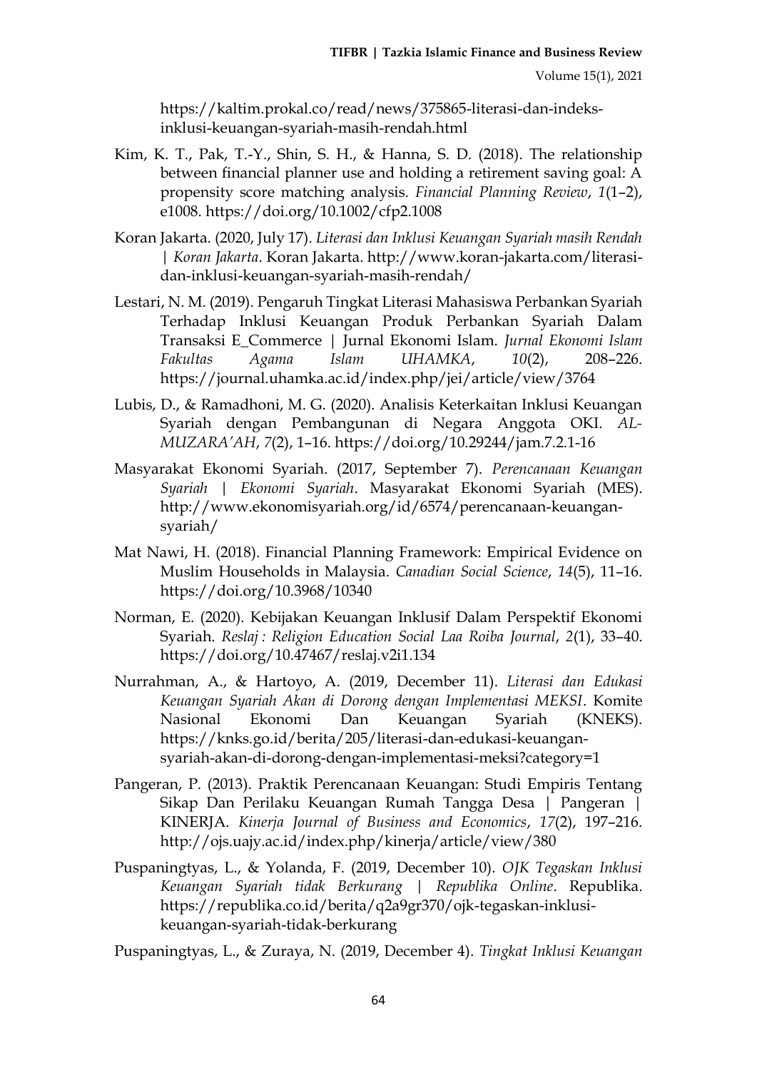https://kaltim.prokal.co/read/news/375865-literasi-dan-indeks-inklusi-keuangan-syariah-masih-rendah.html

Kim, K. T., Pak, T.-Y., Shin, S. H., & Hanna, S. D. (2018). The relationship between financial planner use and holding a retirement saving goal: A propensity score matching analysis. *Financial Planning Review*, *1*(1–2), e1008. https://doi.org/10.1002/cfp2.1008

Koran Jakarta. (2020, July 17). *Literasi dan Inklusi Keuangan Syariah masih Rendah | Koran Jakarta*. Koran Jakarta. http://www.koran-jakarta.com/literasi-dan-inklusi-keuangan-syariah-masih-rendah/

Lestari, N. M. (2019). Pengaruh Tingkat Literasi Mahasiswa Perbankan Syariah Terhadap Inklusi Keuangan Produk Perbankan Syariah Dalam Transaksi E_Commerce | Jurnal Ekonomi Islam. *Jurnal Ekonomi Islam Fakultas Agama Islam UHAMKA*, *10*(2), 208–226. https://journal.uhamka.ac.id/index.php/jei/article/view/3764

Lubis, D., & Ramadhoni, M. G. (2020). Analisis Keterkaitan Inklusi Keuangan Syariah dengan Pembangunan di Negara Anggota OKI. *AL-MUZARA'AH*, *7*(2), 1–16. https://doi.org/10.29244/jam.7.2.1-16

Masyarakat Ekonomi Syariah. (2017, September 7). *Perencanaan Keuangan Syariah | Ekonomi Syariah*. Masyarakat Ekonomi Syariah (MES). http://www.ekonomisyariah.org/id/6574/perencanaan-keuangan-syariah/

Mat Nawi, H. (2018). Financial Planning Framework: Empirical Evidence on Muslim Households in Malaysia. *Canadian Social Science*, *14*(5), 11–16. https://doi.org/10.3968/10340

Norman, E. (2020). Kebijakan Keuangan Inklusif Dalam Perspektif Ekonomi Syariah. *Reslaj : Religion Education Social Laa Roiba Journal*, *2*(1), 33–40. https://doi.org/10.47467/reslaj.v2i1.134

Nurrahman, A., & Hartoyo, A. (2019, December 11). *Literasi dan Edukasi Keuangan Syariah Akan di Dorong dengan Implementasi MEKSI*. Komite Nasional Ekonomi Dan Keuangan Syariah (KNEKS). https://knks.go.id/berita/205/literasi-dan-edukasi-keuangan-syariah-akan-di-dorong-dengan-implementasi-meksi?category=1

Pangeran, P. (2013). Praktik Perencanaan Keuangan: Studi Empiris Tentang Sikap Dan Perilaku Keuangan Rumah Tangga Desa | Pangeran | KINERJA. *Kinerja Journal of Business and Economics*, *17*(2), 197–216. http://ojs.uajy.ac.id/index.php/kinerja/article/view/380

Puspaningtyas, L., & Yolanda, F. (2019, December 10). *OJK Tegaskan Inklusi Keuangan Syariah tidak Berkurang | Republika Online*. Republika. https://republika.co.id/berita/q2a9gr370/ojk-tegaskan-inklusi-keuangan-syariah-tidak-berkurang

Puspaningtyas, L., & Zuraya, N. (2019, December 4). *Tingkat Inklusi Keuangan*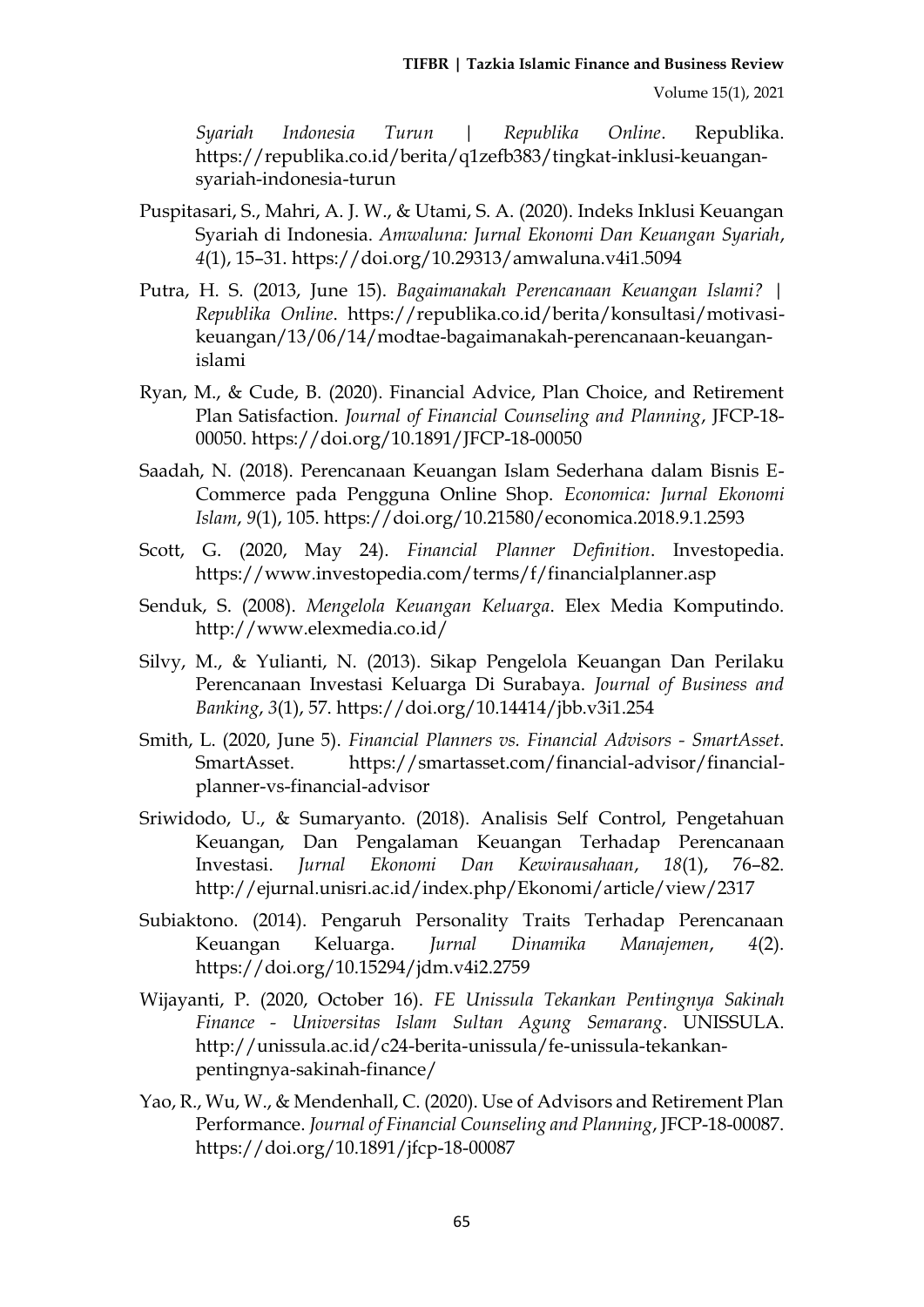*Syariah Indonesia Turun | Republika Online*. Republika. https://republika.co.id/berita/q1zefb383/tingkat-inklusi-keuangan-syariah-indonesia-turun

Puspitasari, S., Mahri, A. J. W., & Utami, S. A. (2020). Indeks Inklusi Keuangan Syariah di Indonesia. *Amwaluna: Jurnal Ekonomi Dan Keuangan Syariah*, *4*(1), 15–31. https://doi.org/10.29313/amwaluna.v4i1.5094

Putra, H. S. (2013, June 15). *Bagaimanakah Perencanaan Keuangan Islami? | Republika Online*. https://republika.co.id/berita/konsultasi/motivasi-keuangan/13/06/14/modtae-bagaimanakah-perencanaan-keuangan-islami

Ryan, M., & Cude, B. (2020). Financial Advice, Plan Choice, and Retirement Plan Satisfaction. *Journal of Financial Counseling and Planning*, JFCP-18-00050. https://doi.org/10.1891/JFCP-18-00050

Saadah, N. (2018). Perencanaan Keuangan Islam Sederhana dalam Bisnis E-Commerce pada Pengguna Online Shop. *Economica: Jurnal Ekonomi Islam*, *9*(1), 105. https://doi.org/10.21580/economica.2018.9.1.2593

Scott, G. (2020, May 24). *Financial Planner Definition*. Investopedia. https://www.investopedia.com/terms/f/financialplanner.asp

Senduk, S. (2008). *Mengelola Keuangan Keluarga*. Elex Media Komputindo. http://www.elexmedia.co.id/

Silvy, M., & Yulianti, N. (2013). Sikap Pengelola Keuangan Dan Perilaku Perencanaan Investasi Keluarga Di Surabaya. *Journal of Business and Banking*, *3*(1), 57. https://doi.org/10.14414/jbb.v3i1.254

Smith, L. (2020, June 5). *Financial Planners vs. Financial Advisors - SmartAsset*. SmartAsset. https://smartasset.com/financial-advisor/financial-planner-vs-financial-advisor

Sriwidodo, U., & Sumaryanto. (2018). Analisis Self Control, Pengetahuan Keuangan, Dan Pengalaman Keuangan Terhadap Perencanaan Investasi. *Jurnal Ekonomi Dan Kewirausahaan*, *18*(1), 76–82. http://ejurnal.unisri.ac.id/index.php/Ekonomi/article/view/2317

Subiaktono. (2014). Pengaruh Personality Traits Terhadap Perencanaan Keuangan Keluarga. *Jurnal Dinamika Manajemen*, *4*(2). https://doi.org/10.15294/jdm.v4i2.2759

Wijayanti, P. (2020, October 16). *FE Unissula Tekankan Pentingnya Sakinah Finance - Universitas Islam Sultan Agung Semarang*. UNISSULA. http://unissula.ac.id/c24-berita-unissula/fe-unissula-tekankan-pentingnya-sakinah-finance/

Yao, R., Wu, W., & Mendenhall, C. (2020). Use of Advisors and Retirement Plan Performance. *Journal of Financial Counseling and Planning*, JFCP-18-00087. https://doi.org/10.1891/jfcp-18-00087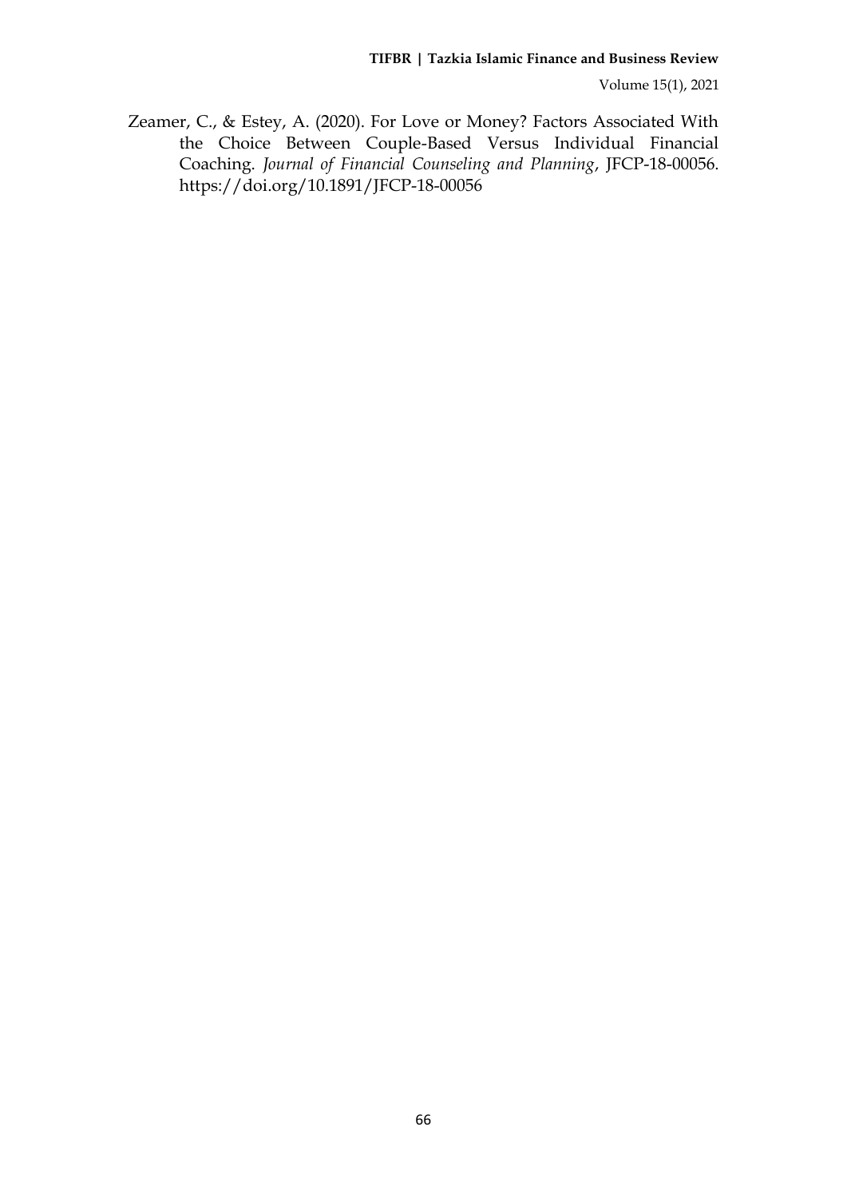Zeamer, C., & Estey, A. (2020). For Love or Money? Factors Associated With the Choice Between Couple-Based Versus Individual Financial Coaching. *Journal of Financial Counseling and Planning*, JFCP-18-00056. https://doi.org/10.1891/JFCP-18-00056